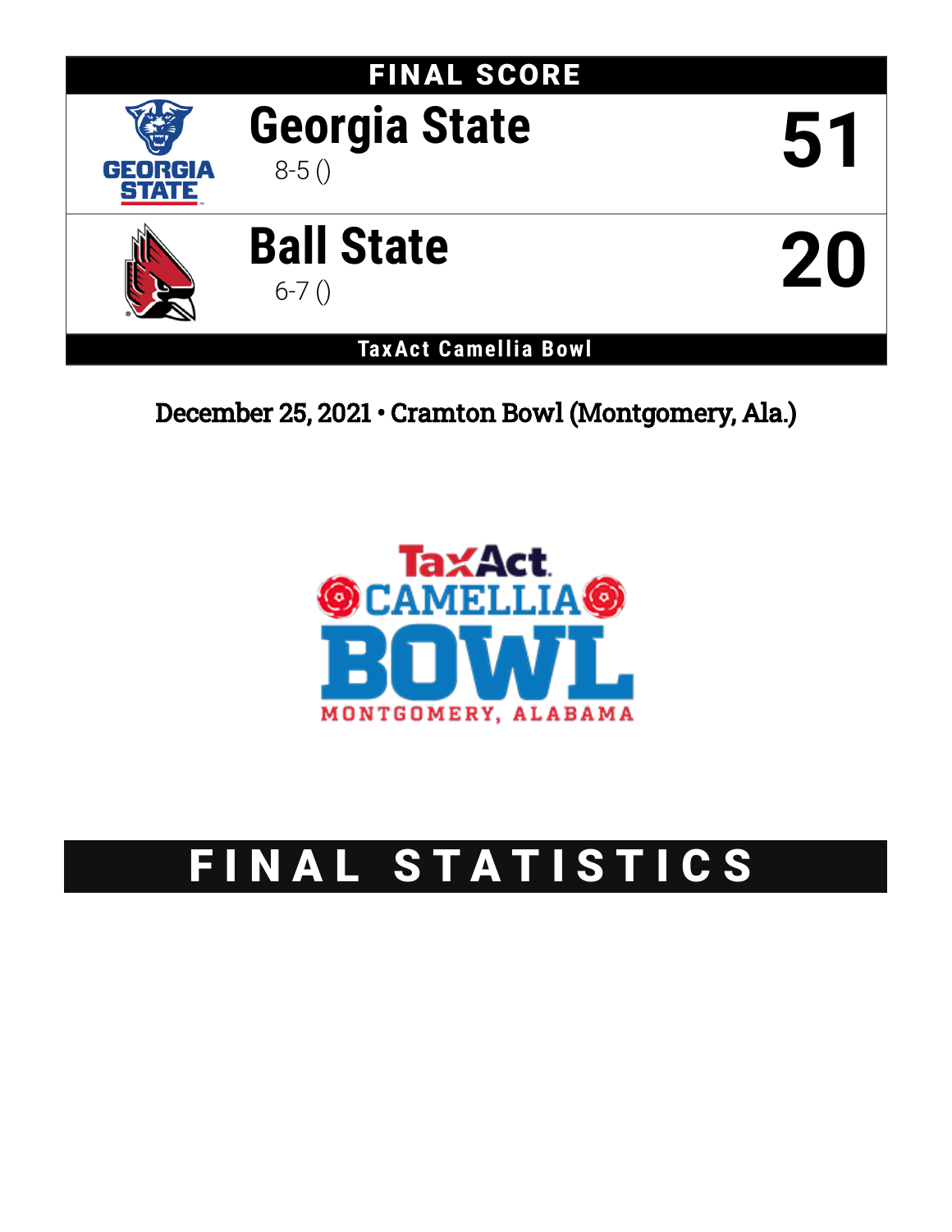# FINAL SCORE

| Team | Score |
|---|---|
| **Georgia State** 8-5 () | **51** |
| **Ball State** 6-7 () | **20** |

**TaxAct Camellia Bowl**

December 25, 2021 • Cramton Bowl (Montgomery, Ala.)

# FINAL STATISTICS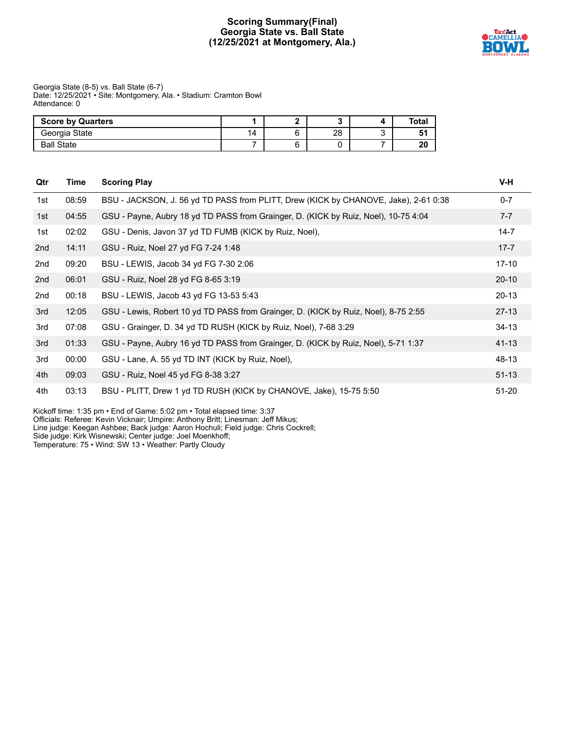# Scoring Summary(Final)
## Georgia State vs. Ball State
## (12/25/2021 at Montgomery, Ala.)

Georgia State (8-5) vs. Ball State (6-7)
Date: 12/25/2021 • Site: Montgomery, Ala. • Stadium: Cramton Bowl
Attendance: 0

| Score by Quarters | 1 | 2 | 3 | 4 | Total |
|---|---|---|---|---|---|
| Georgia State | 14 | 6 | 28 | 3 | **51** |
| Ball State | 7 | 6 | 0 | 7 | **20** |

| Qtr | Time | Scoring Play | V-H |
|---|---|---|---|
| 1st | 08:59 | BSU - JACKSON, J. 56 yd TD PASS from PLITT, Drew (KICK by CHANOVE, Jake), 2-61 0:38 | 0-7 |
| 1st | 04:55 | GSU - Payne, Aubry 18 yd TD PASS from Grainger, D. (KICK by Ruiz, Noel), 10-75 4:04 | 7-7 |
| 1st | 02:02 | GSU - Denis, Javon 37 yd TD FUMB (KICK by Ruiz, Noel), | 14-7 |
| 2nd | 14:11 | GSU - Ruiz, Noel 27 yd FG 7-24 1:48 | 17-7 |
| 2nd | 09:20 | BSU - LEWIS, Jacob 34 yd FG 7-30 2:06 | 17-10 |
| 2nd | 06:01 | GSU - Ruiz, Noel 28 yd FG 8-65 3:19 | 20-10 |
| 2nd | 00:18 | BSU - LEWIS, Jacob 43 yd FG 13-53 5:43 | 20-13 |
| 3rd | 12:05 | GSU - Lewis, Robert 10 yd TD PASS from Grainger, D. (KICK by Ruiz, Noel), 8-75 2:55 | 27-13 |
| 3rd | 07:08 | GSU - Grainger, D. 34 yd TD RUSH (KICK by Ruiz, Noel), 7-68 3:29 | 34-13 |
| 3rd | 01:33 | GSU - Payne, Aubry 16 yd TD PASS from Grainger, D. (KICK by Ruiz, Noel), 5-71 1:37 | 41-13 |
| 3rd | 00:00 | GSU - Lane, A. 55 yd TD INT (KICK by Ruiz, Noel), | 48-13 |
| 4th | 09:03 | GSU - Ruiz, Noel 45 yd FG 8-38 3:27 | 51-13 |
| 4th | 03:13 | BSU - PLITT, Drew 1 yd TD RUSH (KICK by CHANOVE, Jake), 15-75 5:50 | 51-20 |

Kickoff time: 1:35 pm • End of Game: 5:02 pm • Total elapsed time: 3:37
Officials: Referee: Kevin Vicknair; Umpire: Anthony Britt; Linesman: Jeff Mikus;
Line judge: Keegan Ashbee; Back judge: Aaron Hochuli; Field judge: Chris Cockrell;
Side judge: Kirk Wisnewski; Center judge: Joel Moenkhoff;
Temperature: 75 • Wind: SW 13 • Weather: Partly Cloudy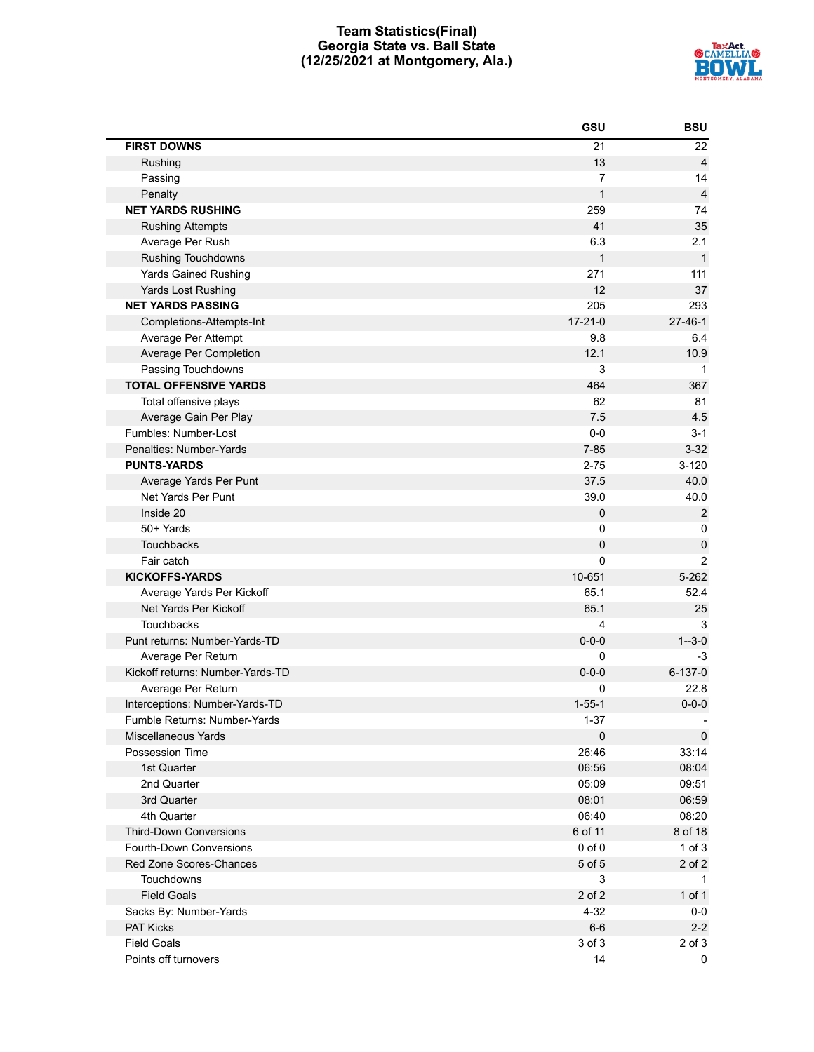# Team Statistics(Final)
## Georgia State vs. Ball State
## (12/25/2021 at Montgomery, Ala.)

| | GSU | BSU |
|---|---|---|
| **FIRST DOWNS** | 21 | 22 |
| Rushing | 13 | 4 |
| Passing | 7 | 14 |
| Penalty | 1 | 4 |
| **NET YARDS RUSHING** | 259 | 74 |
| Rushing Attempts | 41 | 35 |
| Average Per Rush | 6.3 | 2.1 |
| Rushing Touchdowns | 1 | 1 |
| Yards Gained Rushing | 271 | 111 |
| Yards Lost Rushing | 12 | 37 |
| **NET YARDS PASSING** | 205 | 293 |
| Completions-Attempts-Int | 17-21-0 | 27-46-1 |
| Average Per Attempt | 9.8 | 6.4 |
| Average Per Completion | 12.1 | 10.9 |
| Passing Touchdowns | 3 | 1 |
| **TOTAL OFFENSIVE YARDS** | 464 | 367 |
| Total offensive plays | 62 | 81 |
| Average Gain Per Play | 7.5 | 4.5 |
| Fumbles: Number-Lost | 0-0 | 3-1 |
| Penalties: Number-Yards | 7-85 | 3-32 |
| **PUNTS-YARDS** | 2-75 | 3-120 |
| Average Yards Per Punt | 37.5 | 40.0 |
| Net Yards Per Punt | 39.0 | 40.0 |
| Inside 20 | 0 | 2 |
| 50+ Yards | 0 | 0 |
| Touchbacks | 0 | 0 |
| Fair catch | 0 | 2 |
| **KICKOFFS-YARDS** | 10-651 | 5-262 |
| Average Yards Per Kickoff | 65.1 | 52.4 |
| Net Yards Per Kickoff | 65.1 | 25 |
| Touchbacks | 4 | 3 |
| Punt returns: Number-Yards-TD | 0-0-0 | 1--3-0 |
| Average Per Return | 0 | -3 |
| Kickoff returns: Number-Yards-TD | 0-0-0 | 6-137-0 |
| Average Per Return | 0 | 22.8 |
| Interceptions: Number-Yards-TD | 1-55-1 | 0-0-0 |
| Fumble Returns: Number-Yards | 1-37 | - |
| Miscellaneous Yards | 0 | 0 |
| Possession Time | 26:46 | 33:14 |
| 1st Quarter | 06:56 | 08:04 |
| 2nd Quarter | 05:09 | 09:51 |
| 3rd Quarter | 08:01 | 06:59 |
| 4th Quarter | 06:40 | 08:20 |
| Third-Down Conversions | 6 of 11 | 8 of 18 |
| Fourth-Down Conversions | 0 of 0 | 1 of 3 |
| Red Zone Scores-Chances | 5 of 5 | 2 of 2 |
| Touchdowns | 3 | 1 |
| Field Goals | 2 of 2 | 1 of 1 |
| Sacks By: Number-Yards | 4-32 | 0-0 |
| PAT Kicks | 6-6 | 2-2 |
| Field Goals | 3 of 3 | 2 of 3 |
| Points off turnovers | 14 | 0 |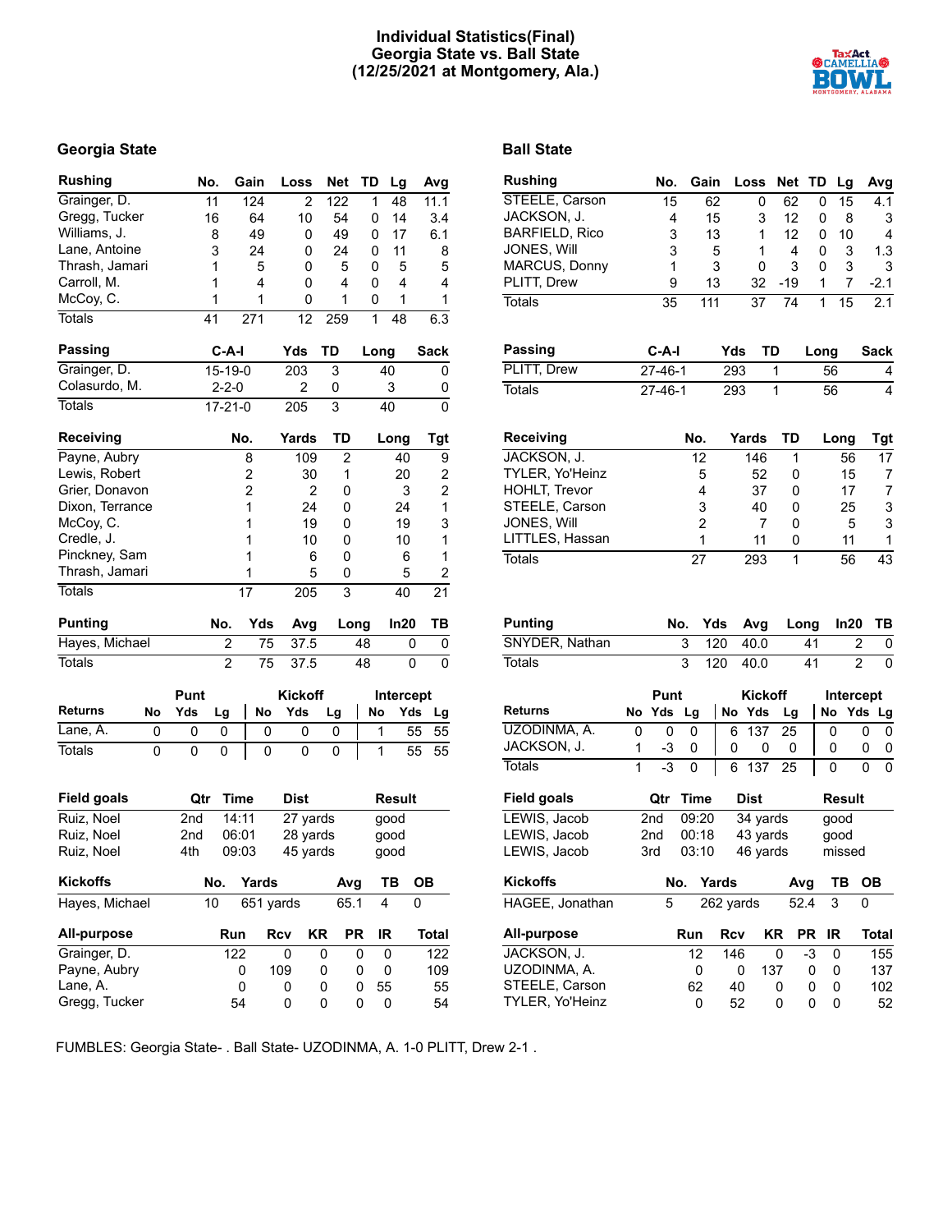# Individual Statistics(Final)
# Georgia State vs. Ball State
# (12/25/2021 at Montgomery, Ala.)

## Georgia State

| Rushing | No. | Gain | Loss | Net | TD | Lg | Avg |
|---|---|---|---|---|---|---|---|
| Grainger, D. | 11 | 124 | 2 | 122 | 1 | 48 | 11.1 |
| Gregg, Tucker | 16 | 64 | 10 | 54 | 0 | 14 | 3.4 |
| Williams, J. | 8 | 49 | 0 | 49 | 0 | 17 | 6.1 |
| Lane, Antoine | 3 | 24 | 0 | 24 | 0 | 11 | 8 |
| Thrash, Jamari | 1 | 5 | 0 | 5 | 0 | 5 | 5 |
| Carroll, M. | 1 | 4 | 0 | 4 | 0 | 4 | 4 |
| McCoy, C. | 1 | 1 | 0 | 1 | 0 | 1 | 1 |
| Totals | 41 | 271 | 12 | 259 | 1 | 48 | 6.3 |

| Passing | C-A-I | Yds | TD | Long | Sack |
|---|---|---|---|---|---|
| Grainger, D. | 15-19-0 | 203 | 3 | 40 | 0 |
| Colasurdo, M. | 2-2-0 | 2 | 0 | 3 | 0 |
| Totals | 17-21-0 | 205 | 3 | 40 | 0 |

| Receiving | No. | Yards | TD | Long | Tgt |
|---|---|---|---|---|---|
| Payne, Aubry | 8 | 109 | 2 | 40 | 9 |
| Lewis, Robert | 2 | 30 | 1 | 20 | 2 |
| Grier, Donavon | 2 | 2 | 0 | 3 | 2 |
| Dixon, Terrance | 1 | 24 | 0 | 24 | 1 |
| McCoy, C. | 1 | 19 | 0 | 19 | 3 |
| Credle, J. | 1 | 10 | 0 | 10 | 1 |
| Pinckney, Sam | 1 | 6 | 0 | 6 | 1 |
| Thrash, Jamari | 1 | 5 | 0 | 5 | 2 |
| Totals | 17 | 205 | 3 | 40 | 21 |

| Punting | No. | Yds | Avg | Long | In20 | TB |
|---|---|---|---|---|---|---|
| Hayes, Michael | 2 | 75 | 37.5 | 48 | 0 | 0 |
| Totals | 2 | 75 | 37.5 | 48 | 0 | 0 |

| | Punt | | | Kickoff | | | Intercept | | |
|---|---|---|---|---|---|---|---|---|---|
| Returns | No | Yds | Lg | No | Yds | Lg | No | Yds | Lg |
| Lane, A. | 0 | 0 | 0 | 0 | 0 | 0 | 1 | 55 | 55 |
| Totals | 0 | 0 | 0 | 0 | 0 | 0 | 1 | 55 | 55 |

| Field goals | Qtr | Time | Dist | Result |
|---|---|---|---|---|
| Ruiz, Noel | 2nd | 14:11 | 27 yards | good |
| Ruiz, Noel | 2nd | 06:01 | 28 yards | good |
| Ruiz, Noel | 4th | 09:03 | 45 yards | good |

| Kickoffs | No. | Yards | Avg | TB | OB |
|---|---|---|---|---|---|
| Hayes, Michael | 10 | 651 yards | 65.1 | 4 | 0 |

| All-purpose | Run | Rcv | KR | PR | IR | Total |
|---|---|---|---|---|---|---|
| Grainger, D. | 122 | 0 | 0 | 0 | 0 | 122 |
| Payne, Aubry | 0 | 109 | 0 | 0 | 0 | 109 |
| Lane, A. | 0 | 0 | 0 | 0 | 55 | 55 |
| Gregg, Tucker | 54 | 0 | 0 | 0 | 0 | 54 |

## Ball State

| Rushing | No. | Gain | Loss | Net | TD | Lg | Avg |
|---|---|---|---|---|---|---|---|
| STEELE, Carson | 15 | 62 | 0 | 62 | 0 | 15 | 4.1 |
| JACKSON, J. | 4 | 15 | 3 | 12 | 0 | 8 | 3 |
| BARFIELD, Rico | 3 | 13 | 1 | 12 | 0 | 10 | 4 |
| JONES, Will | 3 | 5 | 1 | 4 | 0 | 3 | 1.3 |
| MARCUS, Donny | 1 | 3 | 0 | 3 | 0 | 3 | 3 |
| PLITT, Drew | 9 | 13 | 32 | -19 | 1 | 7 | -2.1 |
| Totals | 35 | 111 | 37 | 74 | 1 | 15 | 2.1 |

| Passing | C-A-I | Yds | TD | Long | Sack |
|---|---|---|---|---|---|
| PLITT, Drew | 27-46-1 | 293 | 1 | 56 | 4 |
| Totals | 27-46-1 | 293 | 1 | 56 | 4 |

| Receiving | No. | Yards | TD | Long | Tgt |
|---|---|---|---|---|---|
| JACKSON, J. | 12 | 146 | 1 | 56 | 17 |
| TYLER, Yo'Heinz | 5 | 52 | 0 | 15 | 7 |
| HOHLT, Trevor | 4 | 37 | 0 | 17 | 7 |
| STEELE, Carson | 3 | 40 | 0 | 25 | 3 |
| JONES, Will | 2 | 7 | 0 | 5 | 3 |
| LITTLES, Hassan | 1 | 11 | 0 | 11 | 1 |
| Totals | 27 | 293 | 1 | 56 | 43 |

| Punting | No. | Yds | Avg | Long | In20 | TB |
|---|---|---|---|---|---|---|
| SNYDER, Nathan | 3 | 120 | 40.0 | 41 | 2 | 0 |
| Totals | 3 | 120 | 40.0 | 41 | 2 | 0 |

| | Punt | | | Kickoff | | | Intercept | | |
|---|---|---|---|---|---|---|---|---|---|
| Returns | No | Yds | Lg | No | Yds | Lg | No | Yds | Lg |
| UZODINMA, A. | 0 | 0 | 0 | 6 | 137 | 25 | 0 | 0 | 0 |
| JACKSON, J. | 1 | -3 | 0 | 0 | 0 | 0 | 0 | 0 | 0 |
| Totals | 1 | -3 | 0 | 6 | 137 | 25 | 0 | 0 | 0 |

| Field goals | Qtr | Time | Dist | Result |
|---|---|---|---|---|
| LEWIS, Jacob | 2nd | 09:20 | 34 yards | good |
| LEWIS, Jacob | 2nd | 00:18 | 43 yards | good |
| LEWIS, Jacob | 3rd | 03:10 | 46 yards | missed |

| Kickoffs | No. | Yards | Avg | TB | OB |
|---|---|---|---|---|---|
| HAGEE, Jonathan | 5 | 262 yards | 52.4 | 3 | 0 |

| All-purpose | Run | Rcv | KR | PR | IR | Total |
|---|---|---|---|---|---|---|
| JACKSON, J. | 12 | 146 | 0 | -3 | 0 | 155 |
| UZODINMA, A. | 0 | 0 | 137 | 0 | 0 | 137 |
| STEELE, Carson | 62 | 40 | 0 | 0 | 0 | 102 |
| TYLER, Yo'Heinz | 0 | 52 | 0 | 0 | 0 | 52 |

FUMBLES: Georgia State- . Ball State- UZODINMA, A. 1-0 PLITT, Drew 2-1 .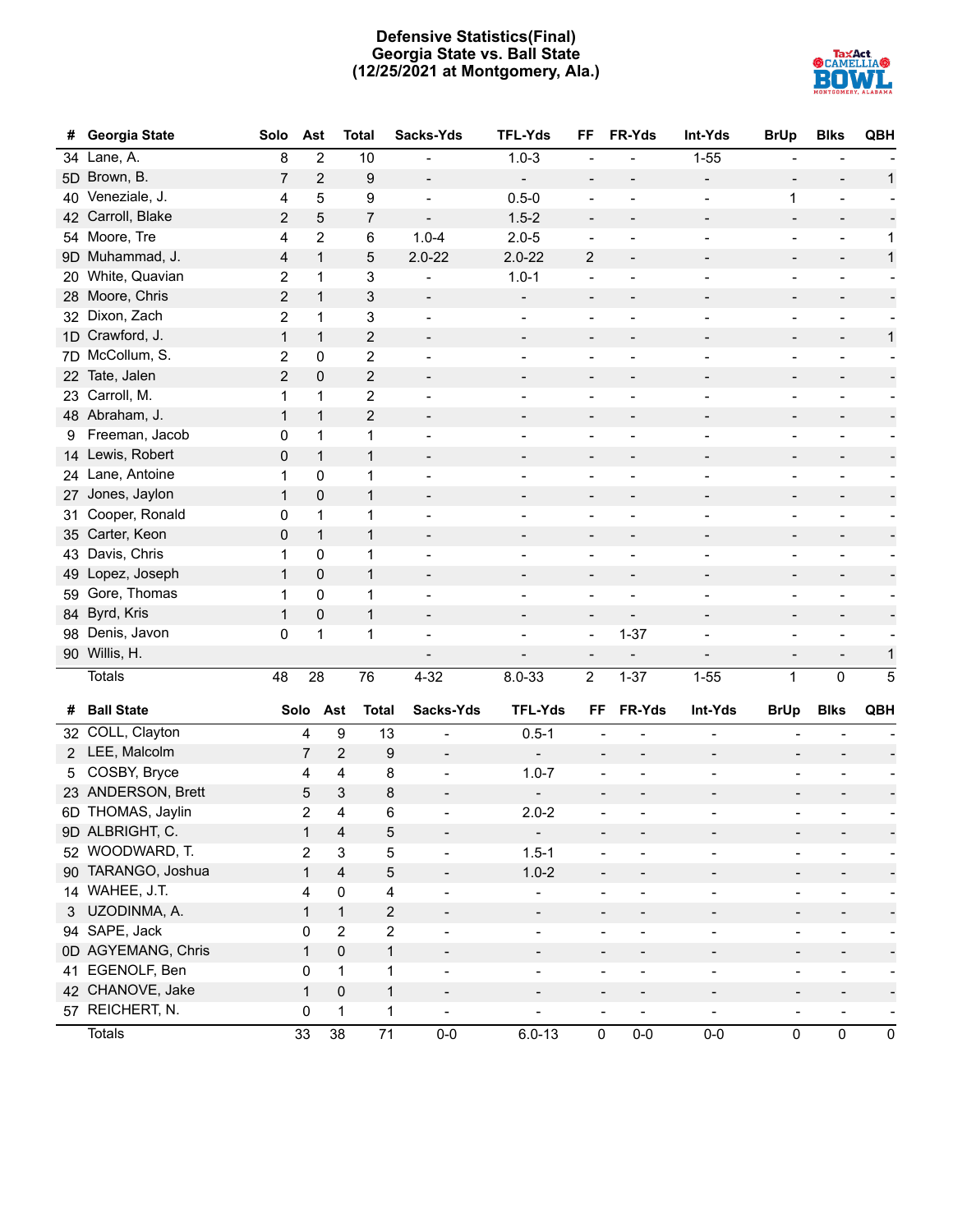**Defensive Statistics(Final)**
**Georgia State vs. Ball State**
**(12/25/2021 at Montgomery, Ala.)**

| # | Georgia State | Solo | Ast | Total | Sacks-Yds | TFL-Yds | FF | FR-Yds | Int-Yds | BrUp | Blks | QBH |
|---|---|---|---|---|---|---|---|---|---|---|---|---|
| 34 | Lane, A. | 8 | 2 | 10 | - | 1.0-3 | - | - | 1-55 | - | - | - |
| 5D | Brown, B. | 7 | 2 | 9 | - | - | - | - | - | - | - | 1 |
| 40 | Veneziale, J. | 4 | 5 | 9 | - | 0.5-0 | - | - | - | 1 | - | - |
| 42 | Carroll, Blake | 2 | 5 | 7 | - | 1.5-2 | - | - | - | - | - | - |
| 54 | Moore, Tre | 4 | 2 | 6 | 1.0-4 | 2.0-5 | - | - | - | - | - | 1 |
| 9D | Muhammad, J. | 4 | 1 | 5 | 2.0-22 | 2.0-22 | 2 | - | - | - | - | 1 |
| 20 | White, Quavian | 2 | 1 | 3 | - | 1.0-1 | - | - | - | - | - | - |
| 28 | Moore, Chris | 2 | 1 | 3 | - | - | - | - | - | - | - | - |
| 32 | Dixon, Zach | 2 | 1 | 3 | - | - | - | - | - | - | - | - |
| 1D | Crawford, J. | 1 | 1 | 2 | - | - | - | - | - | - | - | 1 |
| 7D | McCollum, S. | 2 | 0 | 2 | - | - | - | - | - | - | - | - |
| 22 | Tate, Jalen | 2 | 0 | 2 | - | - | - | - | - | - | - | - |
| 23 | Carroll, M. | 1 | 1 | 2 | - | - | - | - | - | - | - | - |
| 48 | Abraham, J. | 1 | 1 | 2 | - | - | - | - | - | - | - | - |
| 9 | Freeman, Jacob | 0 | 1 | 1 | - | - | - | - | - | - | - | - |
| 14 | Lewis, Robert | 0 | 1 | 1 | - | - | - | - | - | - | - | - |
| 24 | Lane, Antoine | 1 | 0 | 1 | - | - | - | - | - | - | - | - |
| 27 | Jones, Jaylon | 1 | 0 | 1 | - | - | - | - | - | - | - | - |
| 31 | Cooper, Ronald | 0 | 1 | 1 | - | - | - | - | - | - | - | - |
| 35 | Carter, Keon | 0 | 1 | 1 | - | - | - | - | - | - | - | - |
| 43 | Davis, Chris | 1 | 0 | 1 | - | - | - | - | - | - | - | - |
| 49 | Lopez, Joseph | 1 | 0 | 1 | - | - | - | - | - | - | - | - |
| 59 | Gore, Thomas | 1 | 0 | 1 | - | - | - | - | - | - | - | - |
| 84 | Byrd, Kris | 1 | 0 | 1 | - | - | - | - | - | - | - | - |
| 98 | Denis, Javon | 0 | 1 | 1 | - | - | - | 1-37 | - | - | - | - |
| 90 | Willis, H. | | | | - | - | - | - | - | - | - | 1 |
| | Totals | 48 | 28 | 76 | 4-32 | 8.0-33 | 2 | 1-37 | 1-55 | 1 | 0 | 5 |

| # | Ball State | Solo | Ast | Total | Sacks-Yds | TFL-Yds | FF | FR-Yds | Int-Yds | BrUp | Blks | QBH |
|---|---|---|---|---|---|---|---|---|---|---|---|---|
| 32 | COLL, Clayton | 4 | 9 | 13 | - | 0.5-1 | - | - | - | - | - | - |
| 2 | LEE, Malcolm | 7 | 2 | 9 | - | - | - | - | - | - | - | - |
| 5 | COSBY, Bryce | 4 | 4 | 8 | - | 1.0-7 | - | - | - | - | - | - |
| 23 | ANDERSON, Brett | 5 | 3 | 8 | - | - | - | - | - | - | - | - |
| 6D | THOMAS, Jaylin | 2 | 4 | 6 | - | 2.0-2 | - | - | - | - | - | - |
| 9D | ALBRIGHT, C. | 1 | 4 | 5 | - | - | - | - | - | - | - | - |
| 52 | WOODWARD, T. | 2 | 3 | 5 | - | 1.5-1 | - | - | - | - | - | - |
| 90 | TARANGO, Joshua | 1 | 4 | 5 | - | 1.0-2 | - | - | - | - | - | - |
| 14 | WAHEE, J.T. | 4 | 0 | 4 | - | - | - | - | - | - | - | - |
| 3 | UZODINMA, A. | 1 | 1 | 2 | - | - | - | - | - | - | - | - |
| 94 | SAPE, Jack | 0 | 2 | 2 | - | - | - | - | - | - | - | - |
| 0D | AGYEMANG, Chris | 1 | 0 | 1 | - | - | - | - | - | - | - | - |
| 41 | EGENOLF, Ben | 0 | 1 | 1 | - | - | - | - | - | - | - | - |
| 42 | CHANOVE, Jake | 1 | 0 | 1 | - | - | - | - | - | - | - | - |
| 57 | REICHERT, N. | 0 | 1 | 1 | - | - | - | - | - | - | - | - |
| | Totals | 33 | 38 | 71 | 0-0 | 6.0-13 | 0 | 0-0 | 0-0 | 0 | 0 | 0 |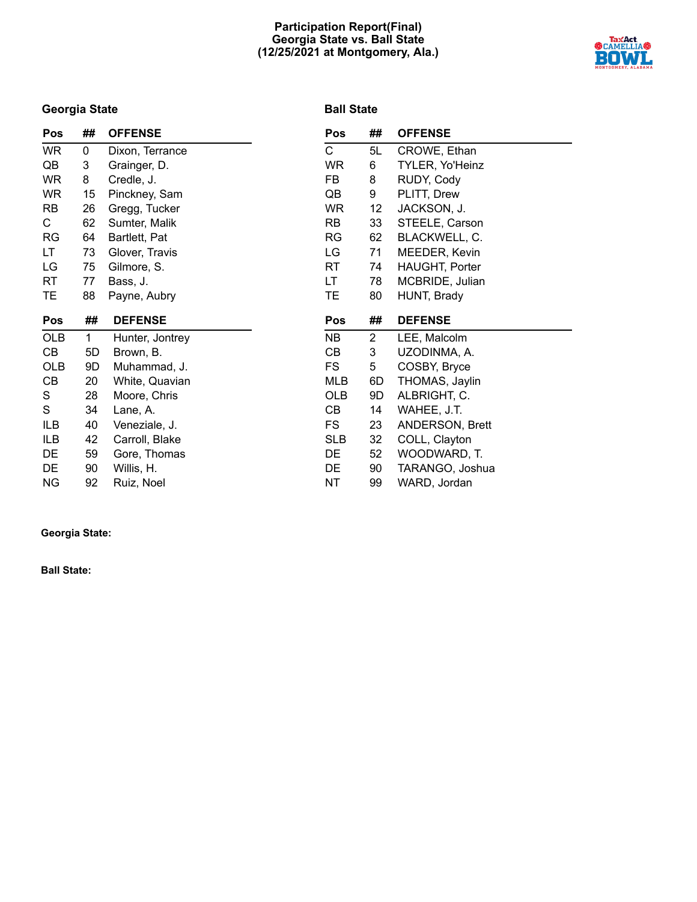# Participation Report(Final)
## Georgia State vs. Ball State
### (12/25/2021 at Montgomery, Ala.)

## Georgia State

| Pos | ## | OFFENSE |
|---|---|---|
| WR | 0 | Dixon, Terrance |
| QB | 3 | Grainger, D. |
| WR | 8 | Credle, J. |
| WR | 15 | Pinckney, Sam |
| RB | 26 | Gregg, Tucker |
| C | 62 | Sumter, Malik |
| RG | 64 | Bartlett, Pat |
| LT | 73 | Glover, Travis |
| LG | 75 | Gilmore, S. |
| RT | 77 | Bass, J. |
| TE | 88 | Payne, Aubry |

| Pos | ## | DEFENSE |
|---|---|---|
| OLB | 1 | Hunter, Jontrey |
| CB | 5D | Brown, B. |
| OLB | 9D | Muhammad, J. |
| CB | 20 | White, Quavian |
| S | 28 | Moore, Chris |
| S | 34 | Lane, A. |
| ILB | 40 | Veneziale, J. |
| ILB | 42 | Carroll, Blake |
| DE | 59 | Gore, Thomas |
| DE | 90 | Willis, H. |
| NG | 92 | Ruiz, Noel |

## Ball State

| Pos | ## | OFFENSE |
|---|---|---|
| C | 5L | CROWE, Ethan |
| WR | 6 | TYLER, Yo'Heinz |
| FB | 8 | RUDY, Cody |
| QB | 9 | PLITT, Drew |
| WR | 12 | JACKSON, J. |
| RB | 33 | STEELE, Carson |
| RG | 62 | BLACKWELL, C. |
| LG | 71 | MEEDER, Kevin |
| RT | 74 | HAUGHT, Porter |
| LT | 78 | MCBRIDE, Julian |
| TE | 80 | HUNT, Brady |

| Pos | ## | DEFENSE |
|---|---|---|
| NB | 2 | LEE, Malcolm |
| CB | 3 | UZODINMA, A. |
| FS | 5 | COSBY, Bryce |
| MLB | 6D | THOMAS, Jaylin |
| OLB | 9D | ALBRIGHT, C. |
| CB | 14 | WAHEE, J.T. |
| FS | 23 | ANDERSON, Brett |
| SLB | 32 | COLL, Clayton |
| DE | 52 | WOODWARD, T. |
| DE | 90 | TARANGO, Joshua |
| NT | 99 | WARD, Jordan |

**Georgia State:**

**Ball State:**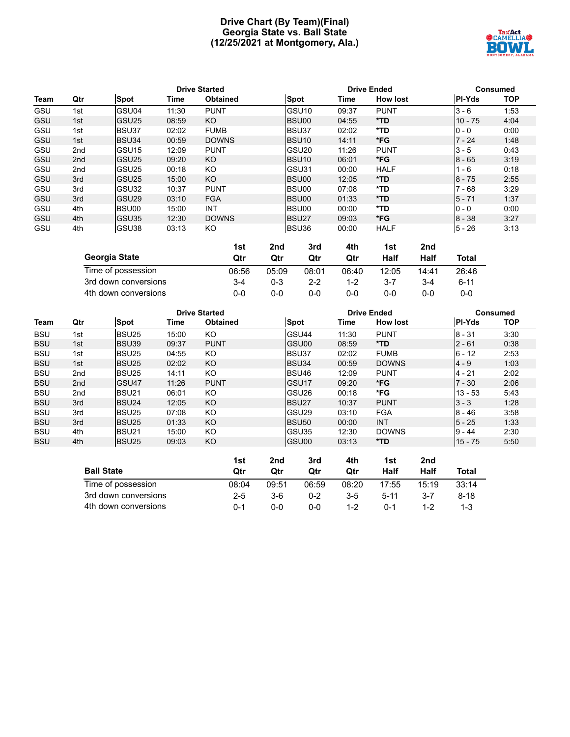# Drive Chart (By Team)(Final)
## Georgia State vs. Ball State
## (12/25/2021 at Montgomery, Ala.)

| | | Drive Started | | | Drive Ended | | | Consumed | |
|---|---|---|---|---|---|---|---|---|---|
| **Team** | **Qtr** | **Spot** | **Time** | **Obtained** | **Spot** | **Time** | **How lost** | **Pl-Yds** | **TOP** |
| GSU | 1st | GSU04 | 11:30 | PUNT | GSU10 | 09:37 | PUNT | 3 - 6 | 1:53 |
| GSU | 1st | GSU25 | 08:59 | KO | BSU00 | 04:55 | *TD | 10 - 75 | 4:04 |
| GSU | 1st | BSU37 | 02:02 | FUMB | BSU37 | 02:02 | *TD | 0 - 0 | 0:00 |
| GSU | 1st | BSU34 | 00:59 | DOWNS | BSU10 | 14:11 | *FG | 7 - 24 | 1:48 |
| GSU | 2nd | GSU15 | 12:09 | PUNT | GSU20 | 11:26 | PUNT | 3 - 5 | 0:43 |
| GSU | 2nd | GSU25 | 09:20 | KO | BSU10 | 06:01 | *FG | 8 - 65 | 3:19 |
| GSU | 2nd | GSU25 | 00:18 | KO | GSU31 | 00:00 | HALF | 1 - 6 | 0:18 |
| GSU | 3rd | GSU25 | 15:00 | KO | BSU00 | 12:05 | *TD | 8 - 75 | 2:55 |
| GSU | 3rd | GSU32 | 10:37 | PUNT | BSU00 | 07:08 | *TD | 7 - 68 | 3:29 |
| GSU | 3rd | GSU29 | 03:10 | FGA | BSU00 | 01:33 | *TD | 5 - 71 | 1:37 |
| GSU | 4th | BSU00 | 15:00 | INT | BSU00 | 00:00 | *TD | 0 - 0 | 0:00 |
| GSU | 4th | GSU35 | 12:30 | DOWNS | BSU27 | 09:03 | *FG | 8 - 38 | 3:27 |
| GSU | 4th | GSU38 | 03:13 | KO | BSU36 | 00:00 | HALF | 5 - 26 | 3:13 |

| Georgia State | 1st Qtr | 2nd Qtr | 3rd Qtr | 4th Qtr | 1st Half | 2nd Half | Total |
|---|---|---|---|---|---|---|---|
| Time of possession | 06:56 | 05:09 | 08:01 | 06:40 | 12:05 | 14:41 | 26:46 |
| 3rd down conversions | 3-4 | 0-3 | 2-2 | 1-2 | 3-7 | 3-4 | 6-11 |
| 4th down conversions | 0-0 | 0-0 | 0-0 | 0-0 | 0-0 | 0-0 | 0-0 |

| | | Drive Started | | | Drive Ended | | | Consumed | |
|---|---|---|---|---|---|---|---|---|---|
| **Team** | **Qtr** | **Spot** | **Time** | **Obtained** | **Spot** | **Time** | **How lost** | **Pl-Yds** | **TOP** |
| BSU | 1st | BSU25 | 15:00 | KO | GSU44 | 11:30 | PUNT | 8 - 31 | 3:30 |
| BSU | 1st | BSU39 | 09:37 | PUNT | GSU00 | 08:59 | *TD | 2 - 61 | 0:38 |
| BSU | 1st | BSU25 | 04:55 | KO | BSU37 | 02:02 | FUMB | 6 - 12 | 2:53 |
| BSU | 1st | BSU25 | 02:02 | KO | BSU34 | 00:59 | DOWNS | 4 - 9 | 1:03 |
| BSU | 2nd | BSU25 | 14:11 | KO | BSU46 | 12:09 | PUNT | 4 - 21 | 2:02 |
| BSU | 2nd | GSU47 | 11:26 | PUNT | GSU17 | 09:20 | *FG | 7 - 30 | 2:06 |
| BSU | 2nd | BSU21 | 06:01 | KO | GSU26 | 00:18 | *FG | 13 - 53 | 5:43 |
| BSU | 3rd | BSU24 | 12:05 | KO | BSU27 | 10:37 | PUNT | 3 - 3 | 1:28 |
| BSU | 3rd | BSU25 | 07:08 | KO | GSU29 | 03:10 | FGA | 8 - 46 | 3:58 |
| BSU | 3rd | BSU25 | 01:33 | KO | BSU50 | 00:00 | INT | 5 - 25 | 1:33 |
| BSU | 4th | BSU21 | 15:00 | KO | GSU35 | 12:30 | DOWNS | 9 - 44 | 2:30 |
| BSU | 4th | BSU25 | 09:03 | KO | GSU00 | 03:13 | *TD | 15 - 75 | 5:50 |

| Ball State | 1st Qtr | 2nd Qtr | 3rd Qtr | 4th Qtr | 1st Half | 2nd Half | Total |
|---|---|---|---|---|---|---|---|
| Time of possession | 08:04 | 09:51 | 06:59 | 08:20 | 17:55 | 15:19 | 33:14 |
| 3rd down conversions | 2-5 | 3-6 | 0-2 | 3-5 | 5-11 | 3-7 | 8-18 |
| 4th down conversions | 0-1 | 0-0 | 0-0 | 1-2 | 0-1 | 1-2 | 1-3 |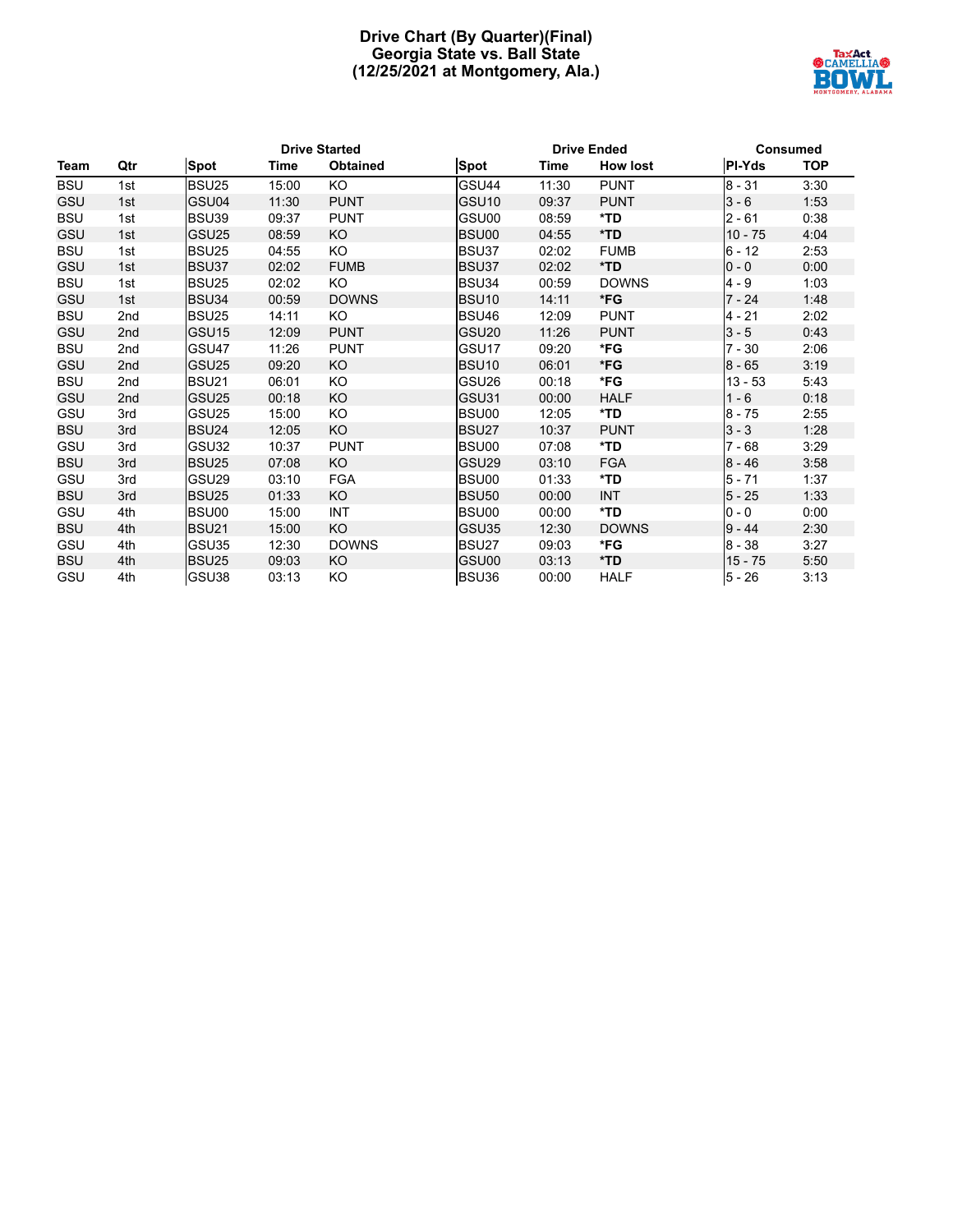# Drive Chart (By Quarter)(Final)
## Georgia State vs. Ball State
### (12/25/2021 at Montgomery, Ala.)

| | | Drive Started | | | Drive Ended | | | Consumed | |
|---|---|---|---|---|---|---|---|---|---|
| Team | Qtr | Spot | Time | Obtained | Spot | Time | How lost | Pl-Yds | TOP |
| BSU | 1st | BSU25 | 15:00 | KO | GSU44 | 11:30 | PUNT | 8 - 31 | 3:30 |
| GSU | 1st | GSU04 | 11:30 | PUNT | GSU10 | 09:37 | PUNT | 3 - 6 | 1:53 |
| BSU | 1st | BSU39 | 09:37 | PUNT | GSU00 | 08:59 | **\*TD** | 2 - 61 | 0:38 |
| GSU | 1st | GSU25 | 08:59 | KO | BSU00 | 04:55 | **\*TD** | 10 - 75 | 4:04 |
| BSU | 1st | BSU25 | 04:55 | KO | BSU37 | 02:02 | FUMB | 6 - 12 | 2:53 |
| GSU | 1st | BSU37 | 02:02 | FUMB | BSU37 | 02:02 | **\*TD** | 0 - 0 | 0:00 |
| BSU | 1st | BSU25 | 02:02 | KO | BSU34 | 00:59 | DOWNS | 4 - 9 | 1:03 |
| GSU | 1st | BSU34 | 00:59 | DOWNS | BSU10 | 14:11 | **\*FG** | 7 - 24 | 1:48 |
| BSU | 2nd | BSU25 | 14:11 | KO | BSU46 | 12:09 | PUNT | 4 - 21 | 2:02 |
| GSU | 2nd | GSU15 | 12:09 | PUNT | GSU20 | 11:26 | PUNT | 3 - 5 | 0:43 |
| BSU | 2nd | GSU47 | 11:26 | PUNT | GSU17 | 09:20 | **\*FG** | 7 - 30 | 2:06 |
| GSU | 2nd | GSU25 | 09:20 | KO | BSU10 | 06:01 | **\*FG** | 8 - 65 | 3:19 |
| BSU | 2nd | BSU21 | 06:01 | KO | GSU26 | 00:18 | **\*FG** | 13 - 53 | 5:43 |
| GSU | 2nd | GSU25 | 00:18 | KO | GSU31 | 00:00 | HALF | 1 - 6 | 0:18 |
| GSU | 3rd | GSU25 | 15:00 | KO | BSU00 | 12:05 | **\*TD** | 8 - 75 | 2:55 |
| BSU | 3rd | BSU24 | 12:05 | KO | BSU27 | 10:37 | PUNT | 3 - 3 | 1:28 |
| GSU | 3rd | GSU32 | 10:37 | PUNT | BSU00 | 07:08 | **\*TD** | 7 - 68 | 3:29 |
| BSU | 3rd | BSU25 | 07:08 | KO | GSU29 | 03:10 | FGA | 8 - 46 | 3:58 |
| GSU | 3rd | GSU29 | 03:10 | FGA | BSU00 | 01:33 | **\*TD** | 5 - 71 | 1:37 |
| BSU | 3rd | BSU25 | 01:33 | KO | BSU50 | 00:00 | INT | 5 - 25 | 1:33 |
| GSU | 4th | BSU00 | 15:00 | INT | BSU00 | 00:00 | **\*TD** | 0 - 0 | 0:00 |
| BSU | 4th | BSU21 | 15:00 | KO | GSU35 | 12:30 | DOWNS | 9 - 44 | 2:30 |
| GSU | 4th | GSU35 | 12:30 | DOWNS | BSU27 | 09:03 | **\*FG** | 8 - 38 | 3:27 |
| BSU | 4th | BSU25 | 09:03 | KO | GSU00 | 03:13 | **\*TD** | 15 - 75 | 5:50 |
| GSU | 4th | GSU38 | 03:13 | KO | BSU36 | 00:00 | HALF | 5 - 26 | 3:13 |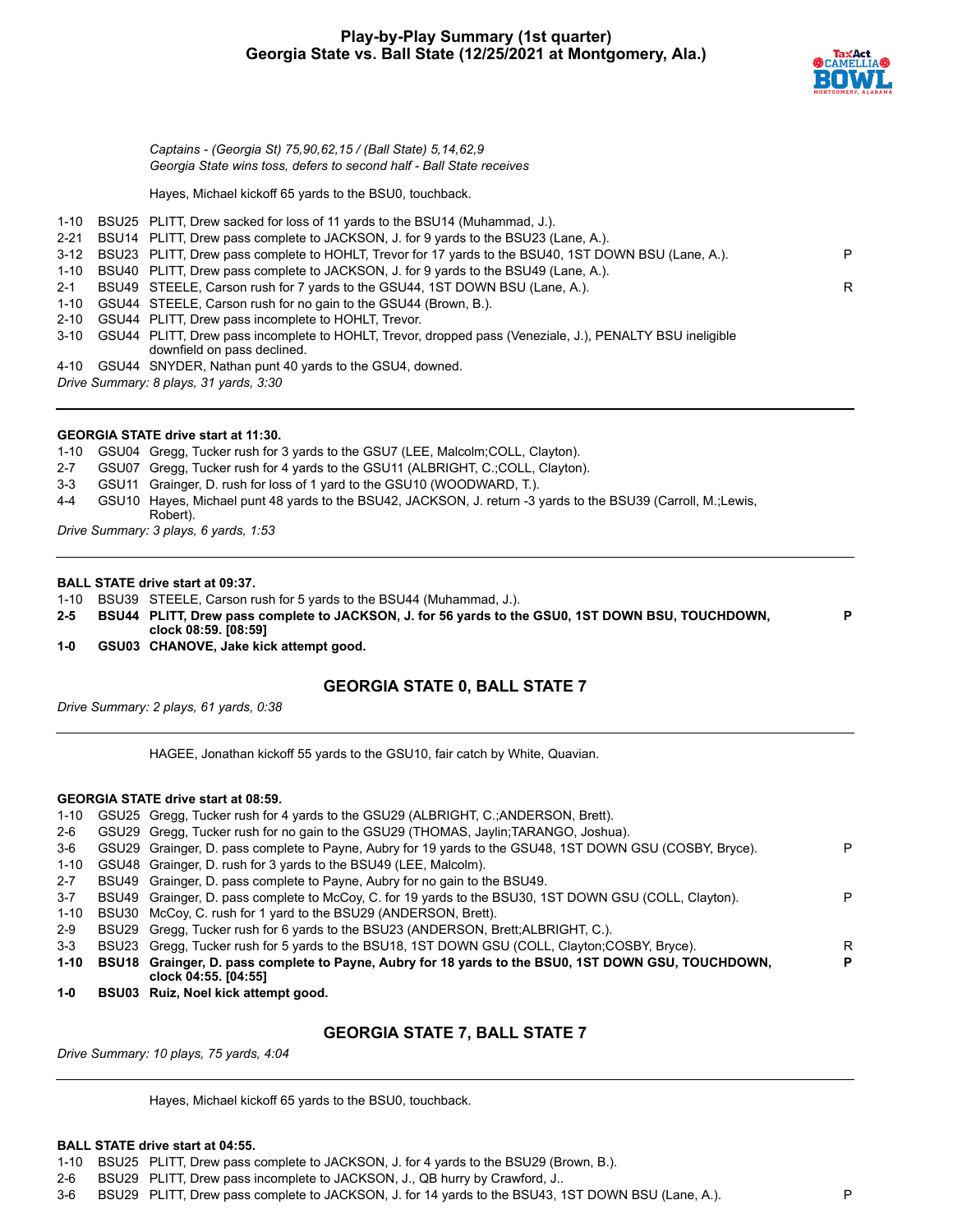# Play-by-Play Summary (1st quarter)
## Georgia State vs. Ball State (12/25/2021 at Montgomery, Ala.)

*Captains - (Georgia St) 75,90,62,15 / (Ball State) 5,14,62,9*
*Georgia State wins toss, defers to second half - Ball State receives*

Hayes, Michael kickoff 65 yards to the BSU0, touchback.

| | | | |
|---|---|---|---|
| 1-10 | BSU25 | PLITT, Drew sacked for loss of 11 yards to the BSU14 (Muhammad, J.). | |
| 2-21 | BSU14 | PLITT, Drew pass complete to JACKSON, J. for 9 yards to the BSU23 (Lane, A.). | |
| 3-12 | BSU23 | PLITT, Drew pass complete to HOHLT, Trevor for 17 yards to the BSU40, 1ST DOWN BSU (Lane, A.). | P |
| 1-10 | BSU40 | PLITT, Drew pass complete to JACKSON, J. for 9 yards to the BSU49 (Lane, A.). | |
| 2-1 | BSU49 | STEELE, Carson rush for 7 yards to the GSU44, 1ST DOWN BSU (Lane, A.). | R |
| 1-10 | GSU44 | STEELE, Carson rush for no gain to the GSU44 (Brown, B.). | |
| 2-10 | GSU44 | PLITT, Drew pass incomplete to HOHLT, Trevor. | |
| 3-10 | GSU44 | PLITT, Drew pass incomplete to HOHLT, Trevor, dropped pass (Veneziale, J.), PENALTY BSU ineligible downfield on pass declined. | |
| 4-10 | GSU44 | SNYDER, Nathan punt 40 yards to the GSU4, downed. | |

*Drive Summary: 8 plays, 31 yards, 3:30*

---

**GEORGIA STATE drive start at 11:30.**

| | | | |
|---|---|---|---|
| 1-10 | GSU04 | Gregg, Tucker rush for 3 yards to the GSU7 (LEE, Malcolm;COLL, Clayton). | |
| 2-7 | GSU07 | Gregg, Tucker rush for 4 yards to the GSU11 (ALBRIGHT, C.;COLL, Clayton). | |
| 3-3 | GSU11 | Grainger, D. rush for loss of 1 yard to the GSU10 (WOODWARD, T.). | |
| 4-4 | GSU10 | Hayes, Michael punt 48 yards to the BSU42, JACKSON, J. return -3 yards to the BSU39 (Carroll, M.;Lewis, Robert). | |

*Drive Summary: 3 plays, 6 yards, 1:53*

---

**BALL STATE drive start at 09:37.**

| | | | |
|---|---|---|---|
| 1-10 | BSU39 | STEELE, Carson rush for 5 yards to the BSU44 (Muhammad, J.). | |
| **2-5** | **BSU44** | **PLITT, Drew pass complete to JACKSON, J. for 56 yards to the GSU0, 1ST DOWN BSU, TOUCHDOWN, clock 08:59. [08:59]** | **P** |
| **1-0** | **GSU03** | **CHANOVE, Jake kick attempt good.** | |

### GEORGIA STATE 0, BALL STATE 7

*Drive Summary: 2 plays, 61 yards, 0:38*

---

HAGEE, Jonathan kickoff 55 yards to the GSU10, fair catch by White, Quavian.

**GEORGIA STATE drive start at 08:59.**

| | | | |
|---|---|---|---|
| 1-10 | GSU25 | Gregg, Tucker rush for 4 yards to the GSU29 (ALBRIGHT, C.;ANDERSON, Brett). | |
| 2-6 | GSU29 | Gregg, Tucker rush for no gain to the GSU29 (THOMAS, Jaylin;TARANGO, Joshua). | |
| 3-6 | GSU29 | Grainger, D. pass complete to Payne, Aubry for 19 yards to the GSU48, 1ST DOWN GSU (COSBY, Bryce). | P |
| 1-10 | GSU48 | Grainger, D. rush for 3 yards to the BSU49 (LEE, Malcolm). | |
| 2-7 | BSU49 | Grainger, D. pass complete to Payne, Aubry for no gain to the BSU49. | |
| 3-7 | BSU49 | Grainger, D. pass complete to McCoy, C. for 19 yards to the BSU30, 1ST DOWN GSU (COLL, Clayton). | P |
| 1-10 | BSU30 | McCoy, C. rush for 1 yard to the BSU29 (ANDERSON, Brett). | |
| 2-9 | BSU29 | Gregg, Tucker rush for 6 yards to the BSU23 (ANDERSON, Brett;ALBRIGHT, C.). | |
| 3-3 | BSU23 | Gregg, Tucker rush for 5 yards to the BSU18, 1ST DOWN GSU (COLL, Clayton;COSBY, Bryce). | R |
| **1-10** | **BSU18** | **Grainger, D. pass complete to Payne, Aubry for 18 yards to the BSU0, 1ST DOWN GSU, TOUCHDOWN, clock 04:55. [04:55]** | **P** |
| **1-0** | **BSU03** | **Ruiz, Noel kick attempt good.** | |

### GEORGIA STATE 7, BALL STATE 7

*Drive Summary: 10 plays, 75 yards, 4:04*

---

Hayes, Michael kickoff 65 yards to the BSU0, touchback.

**BALL STATE drive start at 04:55.**

| | | | |
|---|---|---|---|
| 1-10 | BSU25 | PLITT, Drew pass complete to JACKSON, J. for 4 yards to the BSU29 (Brown, B.). | |
| 2-6 | BSU29 | PLITT, Drew pass incomplete to JACKSON, J., QB hurry by Crawford, J.. | |
| 3-6 | BSU29 | PLITT, Drew pass complete to JACKSON, J. for 14 yards to the BSU43, 1ST DOWN BSU (Lane, A.). | P |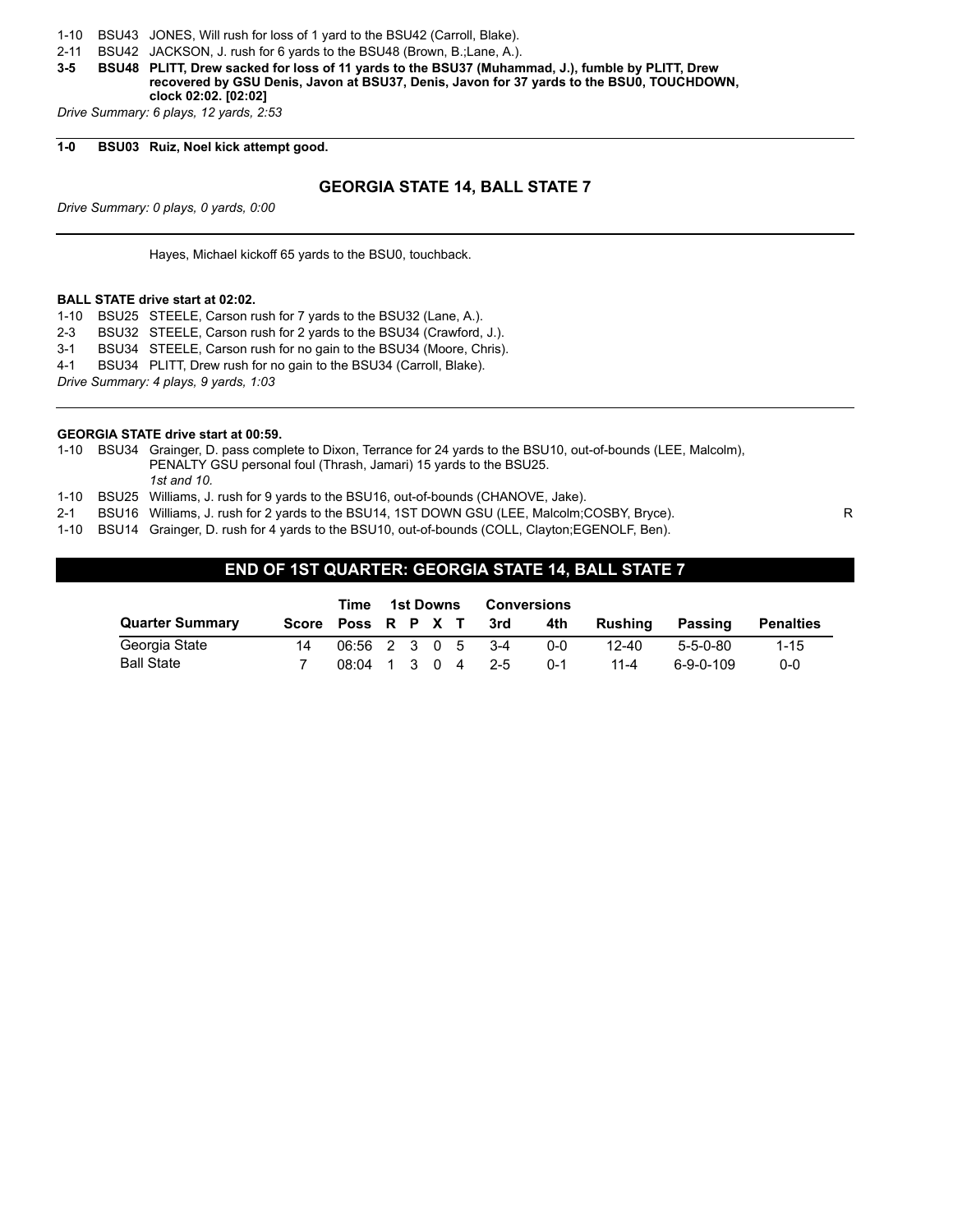1-10 BSU43 JONES, Will rush for loss of 1 yard to the BSU42 (Carroll, Blake).
2-11 BSU42 JACKSON, J. rush for 6 yards to the BSU48 (Brown, B.;Lane, A.).
**3-5 BSU48 PLITT, Drew sacked for loss of 11 yards to the BSU37 (Muhammad, J.), fumble by PLITT, Drew recovered by GSU Denis, Javon at BSU37, Denis, Javon for 37 yards to the BSU0, TOUCHDOWN, clock 02:02. [02:02]**

*Drive Summary: 6 plays, 12 yards, 2:53*

---

**1-0 BSU03 Ruiz, Noel kick attempt good.**

### GEORGIA STATE 14, BALL STATE 7

*Drive Summary: 0 plays, 0 yards, 0:00*

---

Hayes, Michael kickoff 65 yards to the BSU0, touchback.

**BALL STATE drive start at 02:02.**

1-10 BSU25 STEELE, Carson rush for 7 yards to the BSU32 (Lane, A.).
2-3 BSU32 STEELE, Carson rush for 2 yards to the BSU34 (Crawford, J.).
3-1 BSU34 STEELE, Carson rush for no gain to the BSU34 (Moore, Chris).
4-1 BSU34 PLITT, Drew rush for no gain to the BSU34 (Carroll, Blake).

*Drive Summary: 4 plays, 9 yards, 1:03*

---

**GEORGIA STATE drive start at 00:59.**

1-10 BSU34 Grainger, D. pass complete to Dixon, Terrance for 24 yards to the BSU10, out-of-bounds (LEE, Malcolm), PENALTY GSU personal foul (Thrash, Jamari) 15 yards to the BSU25.
*1st and 10.*
1-10 BSU25 Williams, J. rush for 9 yards to the BSU16, out-of-bounds (CHANOVE, Jake).
2-1 BSU16 Williams, J. rush for 2 yards to the BSU14, 1ST DOWN GSU (LEE, Malcolm;COSBY, Bryce). R
1-10 BSU14 Grainger, D. rush for 4 yards to the BSU10, out-of-bounds (COLL, Clayton;EGENOLF, Ben).

## END OF 1ST QUARTER: GEORGIA STATE 14, BALL STATE 7

| Quarter Summary | Score | Time Poss | 1st Downs R | P | X | T | Conversions 3rd | 4th | Rushing | Passing | Penalties |
|---|---|---|---|---|---|---|---|---|---|---|---|
| Georgia State | 14 | 06:56 | 2 | 3 | 0 | 5 | 3-4 | 0-0 | 12-40 | 5-5-0-80 | 1-15 |
| Ball State | 7 | 08:04 | 1 | 3 | 0 | 4 | 2-5 | 0-1 | 11-4 | 6-9-0-109 | 0-0 |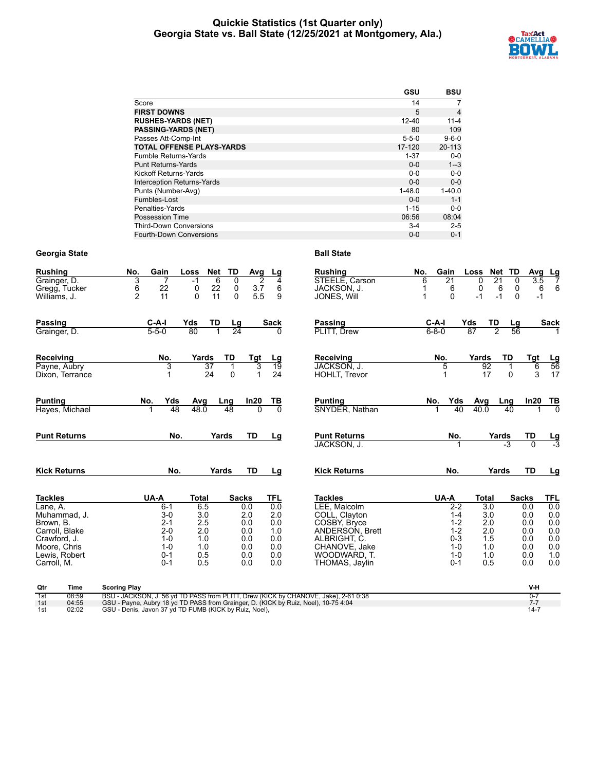# Quickie Statistics (1st Quarter only)
## Georgia State vs. Ball State (12/25/2021 at Montgomery, Ala.)

| | GSU | BSU |
|---|---|---|
| Score | 14 | 7 |
| **FIRST DOWNS** | 5 | 4 |
| **RUSHES-YARDS (NET)** | 12-40 | 11-4 |
| **PASSING-YARDS (NET)** | 80 | 109 |
| Passes Att-Comp-Int | 5-5-0 | 9-6-0 |
| **TOTAL OFFENSE PLAYS-YARDS** | 17-120 | 20-113 |
| Fumble Returns-Yards | 1-37 | 0-0 |
| Punt Returns-Yards | 0-0 | 1--3 |
| Kickoff Returns-Yards | 0-0 | 0-0 |
| Interception Returns-Yards | 0-0 | 0-0 |
| Punts (Number-Avg) | 1-48.0 | 1-40.0 |
| Fumbles-Lost | 0-0 | 1-1 |
| Penalties-Yards | 1-15 | 0-0 |
| Possession Time | 06:56 | 08:04 |
| Third-Down Conversions | 3-4 | 2-5 |
| Fourth-Down Conversions | 0-0 | 0-1 |

### Georgia State

| Rushing | No. | Gain | Loss | Net | TD | Avg | Lg |
|---|---|---|---|---|---|---|---|
| Grainger, D. | 3 | 7 | -1 | 6 | 0 | 2 | 4 |
| Gregg, Tucker | 6 | 22 | 0 | 22 | 0 | 3.7 | 6 |
| Williams, J. | 2 | 11 | 0 | 11 | 0 | 5.5 | 9 |

| Passing | C-A-I | Yds | TD | Lg | Sack |
|---|---|---|---|---|---|
| Grainger, D. | 5-5-0 | 80 | 1 | 24 | 0 |

| Receiving | No. | Yards | TD | Tgt | Lg |
|---|---|---|---|---|---|
| Payne, Aubry | 3 | 37 | 1 | 3 | 19 |
| Dixon, Terrance | 1 | 24 | 0 | 1 | 24 |

| Punting | No. | Yds | Avg | Lng | In20 | TB |
|---|---|---|---|---|---|---|
| Hayes, Michael | 1 | 48 | 48.0 | 48 | 0 | 0 |

| Punt Returns | No. | Yards | TD | Lg |
|---|---|---|---|---|

| Kick Returns | No. | Yards | TD | Lg |
|---|---|---|---|---|

| Tackles | UA-A | Total | Sacks | TFL |
|---|---|---|---|---|
| Lane, A. | 6-1 | 6.5 | 0.0 | 0.0 |
| Muhammad, J. | 3-0 | 3.0 | 2.0 | 2.0 |
| Brown, B. | 2-1 | 2.5 | 0.0 | 0.0 |
| Carroll, Blake | 2-0 | 2.0 | 0.0 | 1.0 |
| Crawford, J. | 1-0 | 1.0 | 0.0 | 0.0 |
| Moore, Chris | 1-0 | 1.0 | 0.0 | 0.0 |
| Lewis, Robert | 0-1 | 0.5 | 0.0 | 0.0 |
| Carroll, M. | 0-1 | 0.5 | 0.0 | 0.0 |

### Ball State

| Rushing | No. | Gain | Loss | Net | TD | Avg | Lg |
|---|---|---|---|---|---|---|---|
| STEELE, Carson | 6 | 21 | 0 | 21 | 0 | 3.5 | 7 |
| JACKSON, J. | 1 | 6 | 0 | 6 | 0 | 6 | 6 |
| JONES, Will | 1 | 0 | -1 | -1 | 0 | -1 | |

| Passing | C-A-I | Yds | TD | Lg | Sack |
|---|---|---|---|---|---|
| PLITT, Drew | 6-8-0 | 87 | 2 | 56 | 1 |

| Receiving | No. | Yards | TD | Tgt | Lg |
|---|---|---|---|---|---|
| JACKSON, J. | 5 | 92 | 1 | 6 | 56 |
| HOHLT, Trevor | 1 | 17 | 0 | 3 | 17 |

| Punting | No. | Yds | Avg | Lng | In20 | TB |
|---|---|---|---|---|---|---|
| SNYDER, Nathan | 1 | 40 | 40.0 | 40 | 1 | 0 |

| Punt Returns | No. | Yards | TD | Lg |
|---|---|---|---|---|
| JACKSON, J. | 1 | -3 | 0 | -3 |

| Kick Returns | No. | Yards | TD | Lg |
|---|---|---|---|---|

| Tackles | UA-A | Total | Sacks | TFL |
|---|---|---|---|---|
| LEE, Malcolm | 2-2 | 3.0 | 0.0 | 0.0 |
| COLL, Clayton | 1-4 | 3.0 | 0.0 | 0.0 |
| COSBY, Bryce | 1-2 | 2.0 | 0.0 | 0.0 |
| ANDERSON, Brett | 1-2 | 2.0 | 0.0 | 0.0 |
| ALBRIGHT, C. | 0-3 | 1.5 | 0.0 | 0.0 |
| CHANOVE, Jake | 1-0 | 1.0 | 0.0 | 0.0 |
| WOODWARD, T. | 1-0 | 1.0 | 0.0 | 1.0 |
| THOMAS, Jaylin | 0-1 | 0.5 | 0.0 | 0.0 |

| Qtr | Time | Scoring Play | V-H |
|---|---|---|---|
| 1st | 08:59 | BSU - JACKSON, J. 56 yd TD PASS from PLITT, Drew (KICK by CHANOVE, Jake), 2-61 0:38 | 0-7 |
| 1st | 04:55 | GSU - Payne, Aubry 18 yd TD PASS from Grainger, D. (KICK by Ruiz, Noel), 10-75 4:04 | 7-7 |
| 1st | 02:02 | GSU - Denis, Javon 37 yd TD FUMB (KICK by Ruiz, Noel), | 14-7 |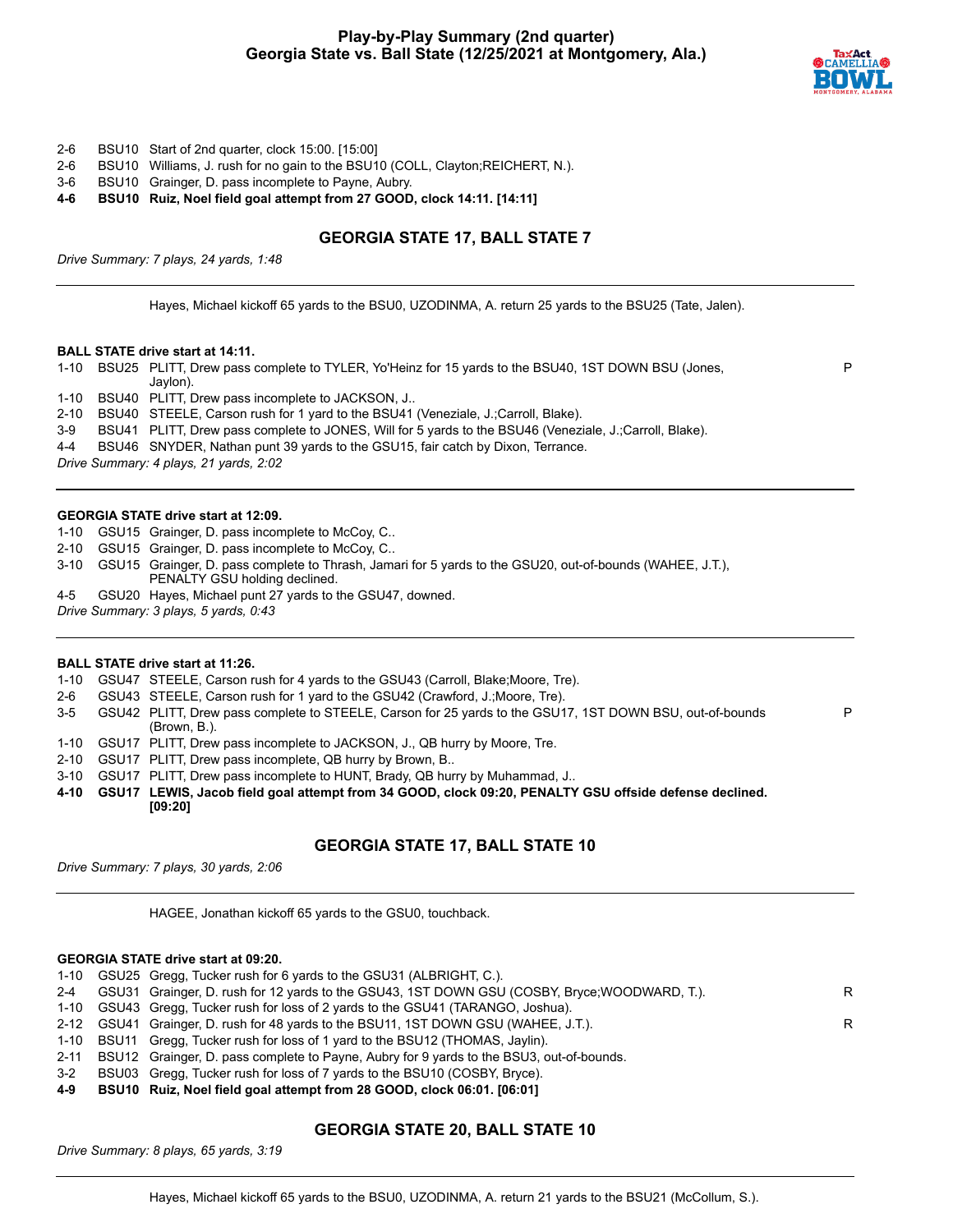# Play-by-Play Summary (2nd quarter)
## Georgia State vs. Ball State (12/25/2021 at Montgomery, Ala.)

| | | | |
|---|---|---|---|
| 2-6 | BSU10 | Start of 2nd quarter, clock 15:00. [15:00] | |
| 2-6 | BSU10 | Williams, J. rush for no gain to the BSU10 (COLL, Clayton;REICHERT, N.). | |
| 3-6 | BSU10 | Grainger, D. pass incomplete to Payne, Aubry. | |
| **4-6** | **BSU10** | **Ruiz, Noel field goal attempt from 27 GOOD, clock 14:11. [14:11]** | |

### GEORGIA STATE 17, BALL STATE 7

*Drive Summary: 7 plays, 24 yards, 1:48*

---

Hayes, Michael kickoff 65 yards to the BSU0, UZODINMA, A. return 25 yards to the BSU25 (Tate, Jalen).

**BALL STATE drive start at 14:11.**

| | | | |
|---|---|---|---|
| 1-10 | BSU25 | PLITT, Drew pass complete to TYLER, Yo'Heinz for 15 yards to the BSU40, 1ST DOWN BSU (Jones, Jaylon). | P |
| 1-10 | BSU40 | PLITT, Drew pass incomplete to JACKSON, J.. | |
| 2-10 | BSU40 | STEELE, Carson rush for 1 yard to the BSU41 (Veneziale, J.;Carroll, Blake). | |
| 3-9 | BSU41 | PLITT, Drew pass complete to JONES, Will for 5 yards to the BSU46 (Veneziale, J.;Carroll, Blake). | |
| 4-4 | BSU46 | SNYDER, Nathan punt 39 yards to the GSU15, fair catch by Dixon, Terrance. | |

*Drive Summary: 4 plays, 21 yards, 2:02*

---

**GEORGIA STATE drive start at 12:09.**

| | | | |
|---|---|---|---|
| 1-10 | GSU15 | Grainger, D. pass incomplete to McCoy, C.. | |
| 2-10 | GSU15 | Grainger, D. pass incomplete to McCoy, C.. | |
| 3-10 | GSU15 | Grainger, D. pass complete to Thrash, Jamari for 5 yards to the GSU20, out-of-bounds (WAHEE, J.T.), PENALTY GSU holding declined. | |
| 4-5 | GSU20 | Hayes, Michael punt 27 yards to the GSU47, downed. | |

*Drive Summary: 3 plays, 5 yards, 0:43*

---

**BALL STATE drive start at 11:26.**

| | | | |
|---|---|---|---|
| 1-10 | GSU47 | STEELE, Carson rush for 4 yards to the GSU43 (Carroll, Blake;Moore, Tre). | |
| 2-6 | GSU43 | STEELE, Carson rush for 1 yard to the GSU42 (Crawford, J.;Moore, Tre). | |
| 3-5 | GSU42 | PLITT, Drew pass complete to STEELE, Carson for 25 yards to the GSU17, 1ST DOWN BSU, out-of-bounds (Brown, B.). | P |
| 1-10 | GSU17 | PLITT, Drew pass incomplete to JACKSON, J., QB hurry by Moore, Tre. | |
| 2-10 | GSU17 | PLITT, Drew pass incomplete, QB hurry by Brown, B.. | |
| 3-10 | GSU17 | PLITT, Drew pass incomplete to HUNT, Brady, QB hurry by Muhammad, J.. | |
| **4-10** | **GSU17** | **LEWIS, Jacob field goal attempt from 34 GOOD, clock 09:20, PENALTY GSU offside defense declined. [09:20]** | |

### GEORGIA STATE 17, BALL STATE 10

*Drive Summary: 7 plays, 30 yards, 2:06*

---

HAGEE, Jonathan kickoff 65 yards to the GSU0, touchback.

**GEORGIA STATE drive start at 09:20.**

| | | | |
|---|---|---|---|
| 1-10 | GSU25 | Gregg, Tucker rush for 6 yards to the GSU31 (ALBRIGHT, C.). | |
| 2-4 | GSU31 | Grainger, D. rush for 12 yards to the GSU43, 1ST DOWN GSU (COSBY, Bryce;WOODWARD, T.). | R |
| 1-10 | GSU43 | Gregg, Tucker rush for loss of 2 yards to the GSU41 (TARANGO, Joshua). | |
| 2-12 | GSU41 | Grainger, D. rush for 48 yards to the BSU11, 1ST DOWN GSU (WAHEE, J.T.). | R |
| 1-10 | BSU11 | Gregg, Tucker rush for loss of 1 yard to the BSU12 (THOMAS, Jaylin). | |
| 2-11 | BSU12 | Grainger, D. pass complete to Payne, Aubry for 9 yards to the BSU3, out-of-bounds. | |
| 3-2 | BSU03 | Gregg, Tucker rush for loss of 7 yards to the BSU10 (COSBY, Bryce). | |
| **4-9** | **BSU10** | **Ruiz, Noel field goal attempt from 28 GOOD, clock 06:01. [06:01]** | |

### GEORGIA STATE 20, BALL STATE 10

*Drive Summary: 8 plays, 65 yards, 3:19*

---

Hayes, Michael kickoff 65 yards to the BSU0, UZODINMA, A. return 21 yards to the BSU21 (McCollum, S.).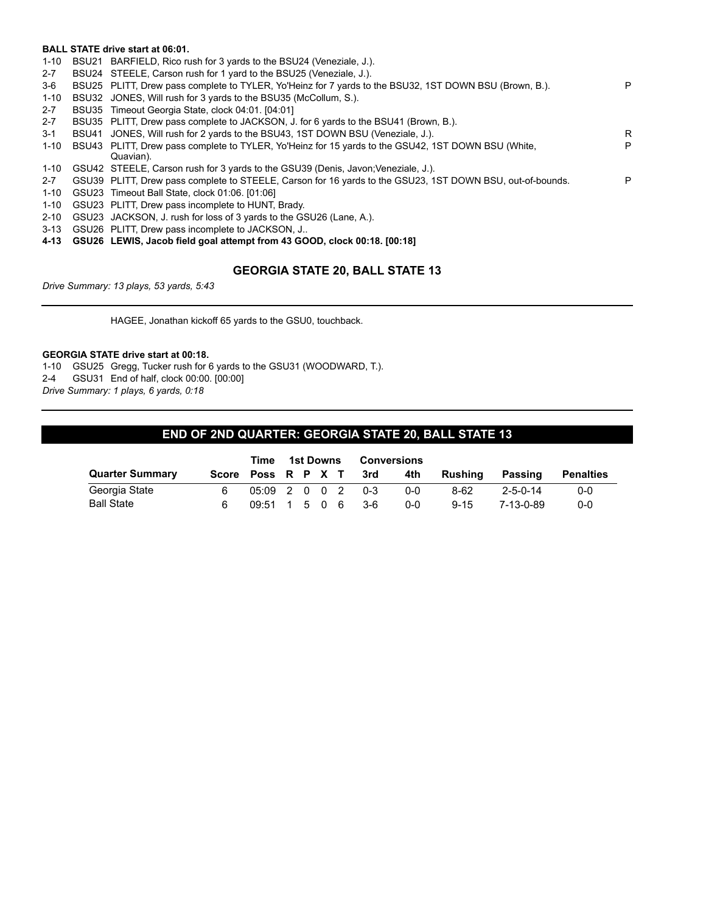**BALL STATE drive start at 06:01.**

| | | | |
|---|---|---|---|
| 1-10 | BSU21 | BARFIELD, Rico rush for 3 yards to the BSU24 (Veneziale, J.). | |
| 2-7 | BSU24 | STEELE, Carson rush for 1 yard to the BSU25 (Veneziale, J.). | |
| 3-6 | BSU25 | PLITT, Drew pass complete to TYLER, Yo'Heinz for 7 yards to the BSU32, 1ST DOWN BSU (Brown, B.). | P |
| 1-10 | BSU32 | JONES, Will rush for 3 yards to the BSU35 (McCollum, S.). | |
| 2-7 | BSU35 | Timeout Georgia State, clock 04:01. [04:01] | |
| 2-7 | BSU35 | PLITT, Drew pass complete to JACKSON, J. for 6 yards to the BSU41 (Brown, B.). | |
| 3-1 | BSU41 | JONES, Will rush for 2 yards to the BSU43, 1ST DOWN BSU (Veneziale, J.). | R |
| 1-10 | BSU43 | PLITT, Drew pass complete to TYLER, Yo'Heinz for 15 yards to the GSU42, 1ST DOWN BSU (White, Quavian). | P |
| 1-10 | GSU42 | STEELE, Carson rush for 3 yards to the GSU39 (Denis, Javon;Veneziale, J.). | |
| 2-7 | GSU39 | PLITT, Drew pass complete to STEELE, Carson for 16 yards to the GSU23, 1ST DOWN BSU, out-of-bounds. | P |
| 1-10 | GSU23 | Timeout Ball State, clock 01:06. [01:06] | |
| 1-10 | GSU23 | PLITT, Drew pass incomplete to HUNT, Brady. | |
| 2-10 | GSU23 | JACKSON, J. rush for loss of 3 yards to the GSU26 (Lane, A.). | |
| 3-13 | GSU26 | PLITT, Drew pass incomplete to JACKSON, J.. | |
| **4-13** | **GSU26** | **LEWIS, Jacob field goal attempt from 43 GOOD, clock 00:18. [00:18]** | |

## GEORGIA STATE 20, BALL STATE 13

*Drive Summary: 13 plays, 53 yards, 5:43*

---

HAGEE, Jonathan kickoff 65 yards to the GSU0, touchback.

**GEORGIA STATE drive start at 00:18.**

| | | |
|---|---|---|
| 1-10 | GSU25 | Gregg, Tucker rush for 6 yards to the GSU31 (WOODWARD, T.). |
| 2-4 | GSU31 | End of half, clock 00:00. [00:00] |

*Drive Summary: 1 plays, 6 yards, 0:18*

---

## END OF 2ND QUARTER: GEORGIA STATE 20, BALL STATE 13

| | | Time | 1st Downs | | | | Conversions | | | | |
|---|---|---|---|---|---|---|---|---|---|---|---|
| Quarter Summary | Score | Poss | R | P | X | T | 3rd | 4th | Rushing | Passing | Penalties |
| Georgia State | 6 | 05:09 | 2 | 0 | 0 | 2 | 0-3 | 0-0 | 8-62 | 2-5-0-14 | 0-0 |
| Ball State | 6 | 09:51 | 1 | 5 | 0 | 6 | 3-6 | 0-0 | 9-15 | 7-13-0-89 | 0-0 |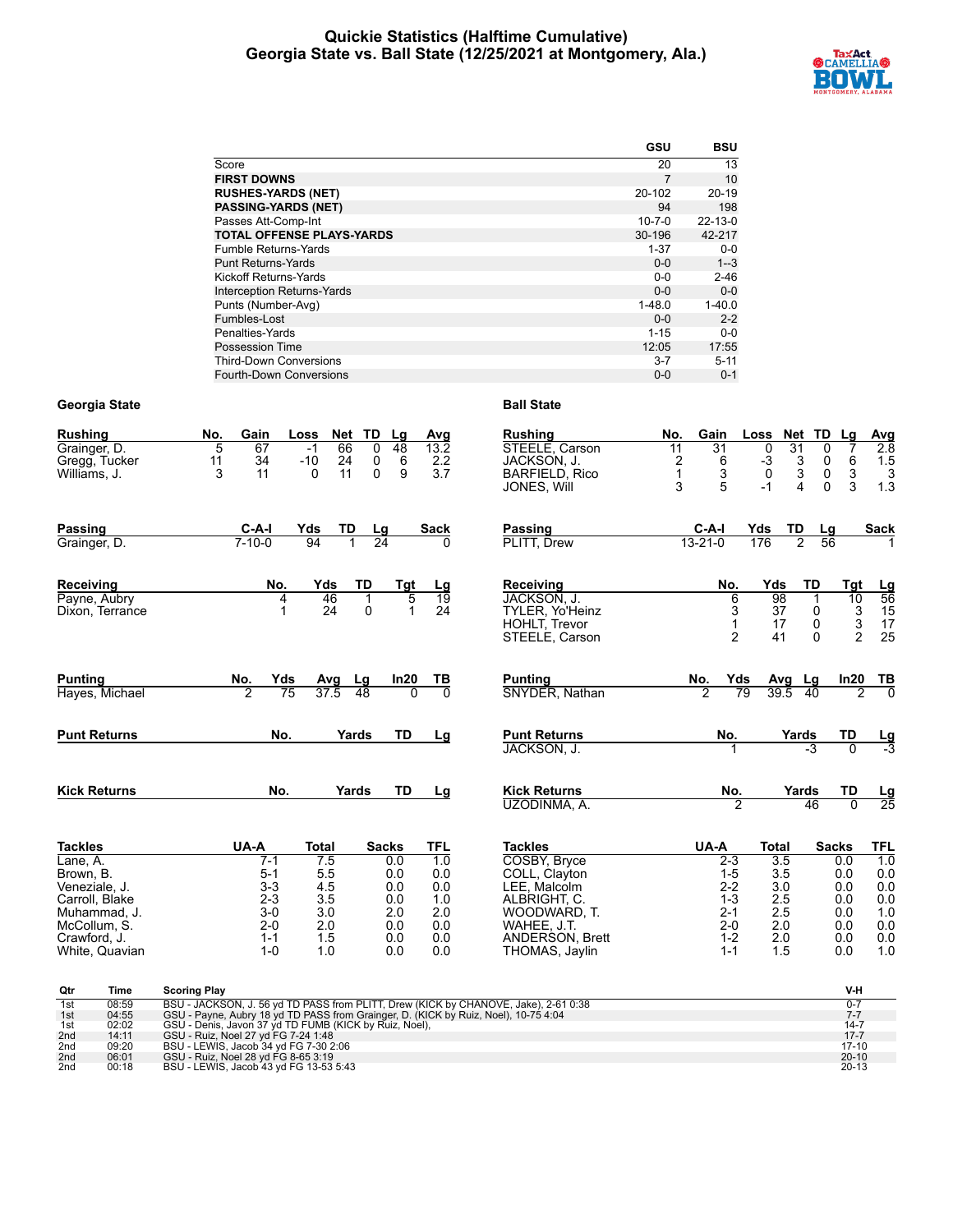# Quickie Statistics (Halftime Cumulative)
## Georgia State vs. Ball State (12/25/2021 at Montgomery, Ala.)

| | GSU | BSU |
|---|---|---|
| Score | 20 | 13 |
| **FIRST DOWNS** | 7 | 10 |
| **RUSHES-YARDS (NET)** | 20-102 | 20-19 |
| **PASSING-YARDS (NET)** | 94 | 198 |
| Passes Att-Comp-Int | 10-7-0 | 22-13-0 |
| **TOTAL OFFENSE PLAYS-YARDS** | 30-196 | 42-217 |
| Fumble Returns-Yards | 1-37 | 0-0 |
| Punt Returns-Yards | 0-0 | 1--3 |
| Kickoff Returns-Yards | 0-0 | 2-46 |
| Interception Returns-Yards | 0-0 | 0-0 |
| Punts (Number-Avg) | 1-48.0 | 1-40.0 |
| Fumbles-Lost | 0-0 | 2-2 |
| Penalties-Yards | 1-15 | 0-0 |
| Possession Time | 12:05 | 17:55 |
| Third-Down Conversions | 3-7 | 5-11 |
| Fourth-Down Conversions | 0-0 | 0-1 |

### Georgia State

| Rushing | No. | Gain | Loss | Net | TD | Lg | Avg |
|---|---|---|---|---|---|---|---|
| Grainger, D. | 5 | 67 | -1 | 66 | 0 | 48 | 13.2 |
| Gregg, Tucker | 11 | 34 | -10 | 24 | 0 | 6 | 2.2 |
| Williams, J. | 3 | 11 | 0 | 11 | 0 | 9 | 3.7 |

| Passing | C-A-I | Yds | TD | Lg | Sack |
|---|---|---|---|---|---|
| Grainger, D. | 7-10-0 | 94 | 1 | 24 | 0 |

| Receiving | No. | Yds | TD | Tgt | Lg |
|---|---|---|---|---|---|
| Payne, Aubry | 4 | 46 | 1 | 5 | 19 |
| Dixon, Terrance | 1 | 24 | 0 | 1 | 24 |

| Punting | No. | Yds | Avg | Lg | In20 | TB |
|---|---|---|---|---|---|---|
| Hayes, Michael | 2 | 75 | 37.5 | 48 | 0 | 0 |

| Punt Returns | No. | Yards | TD | Lg |
|---|---|---|---|---|

| Kick Returns | No. | Yards | TD | Lg |
|---|---|---|---|---|

| Tackles | UA-A | Total | Sacks | TFL |
|---|---|---|---|---|
| Lane, A. | 7-1 | 7.5 | 0.0 | 1.0 |
| Brown, B. | 5-1 | 5.5 | 0.0 | 0.0 |
| Veneziale, J. | 3-3 | 4.5 | 0.0 | 0.0 |
| Carroll, Blake | 2-3 | 3.5 | 0.0 | 1.0 |
| Muhammad, J. | 3-0 | 3.0 | 2.0 | 2.0 |
| McCollum, S. | 2-0 | 2.0 | 0.0 | 0.0 |
| Crawford, J. | 1-1 | 1.5 | 0.0 | 0.0 |
| White, Quavian | 1-0 | 1.0 | 0.0 | 0.0 |

### Ball State

| Rushing | No. | Gain | Loss | Net | TD | Lg | Avg |
|---|---|---|---|---|---|---|---|
| STEELE, Carson | 11 | 31 | 0 | 31 | 0 | 7 | 2.8 |
| JACKSON, J. | 2 | 6 | -3 | 3 | 0 | 6 | 1.5 |
| BARFIELD, Rico | 1 | 3 | 0 | 3 | 0 | 3 | 3 |
| JONES, Will | 3 | 5 | -1 | 4 | 0 | 3 | 1.3 |

| Passing | C-A-I | Yds | TD | Lg | Sack |
|---|---|---|---|---|---|
| PLITT, Drew | 13-21-0 | 176 | 2 | 56 | 1 |

| Receiving | No. | Yds | TD | Tgt | Lg |
|---|---|---|---|---|---|
| JACKSON, J. | 6 | 98 | 1 | 10 | 56 |
| TYLER, Yo'Heinz | 3 | 37 | 0 | 3 | 15 |
| HOHLT, Trevor | 1 | 17 | 0 | 3 | 17 |
| STEELE, Carson | 2 | 41 | 0 | 2 | 25 |

| Punting | No. | Yds | Avg | Lg | In20 | TB |
|---|---|---|---|---|---|---|
| SNYDER, Nathan | 2 | 79 | 39.5 | 40 | 2 | 0 |

| Punt Returns | No. | Yards | TD | Lg |
|---|---|---|---|---|
| JACKSON, J. | 1 | -3 | 0 | -3 |

| Kick Returns | No. | Yards | TD | Lg |
|---|---|---|---|---|
| UZODINMA, A. | 2 | 46 | 0 | 25 |

| Tackles | UA-A | Total | Sacks | TFL |
|---|---|---|---|---|
| COSBY, Bryce | 2-3 | 3.5 | 0.0 | 1.0 |
| COLL, Clayton | 1-5 | 3.5 | 0.0 | 0.0 |
| LEE, Malcolm | 2-2 | 3.0 | 0.0 | 0.0 |
| ALBRIGHT, C. | 1-3 | 2.5 | 0.0 | 0.0 |
| WOODWARD, T. | 2-1 | 2.5 | 0.0 | 1.0 |
| WAHEE, J.T. | 2-0 | 2.0 | 0.0 | 0.0 |
| ANDERSON, Brett | 1-2 | 2.0 | 0.0 | 0.0 |
| THOMAS, Jaylin | 1-1 | 1.5 | 0.0 | 1.0 |

| Qtr | Time | Scoring Play | V-H |
|---|---|---|---|
| 1st | 08:59 | BSU - JACKSON, J. 56 yd TD PASS from PLITT, Drew (KICK by CHANOVE, Jake), 2-61 0:38 | 0-7 |
| 1st | 04:55 | GSU - Payne, Aubry 18 yd TD PASS from Grainger, D. (KICK by Ruiz, Noel), 10-75 4:04 | 7-7 |
| 1st | 02:02 | GSU - Denis, Javon 37 yd TD FUMB (KICK by Ruiz, Noel), | 14-7 |
| 2nd | 14:11 | GSU - Ruiz, Noel 27 yd FG 7-24 1:48 | 17-7 |
| 2nd | 09:20 | BSU - LEWIS, Jacob 34 yd FG 7-30 2:06 | 17-10 |
| 2nd | 06:01 | GSU - Ruiz, Noel 28 yd FG 8-65 3:19 | 20-10 |
| 2nd | 00:18 | BSU - LEWIS, Jacob 43 yd FG 13-53 5:43 | 20-13 |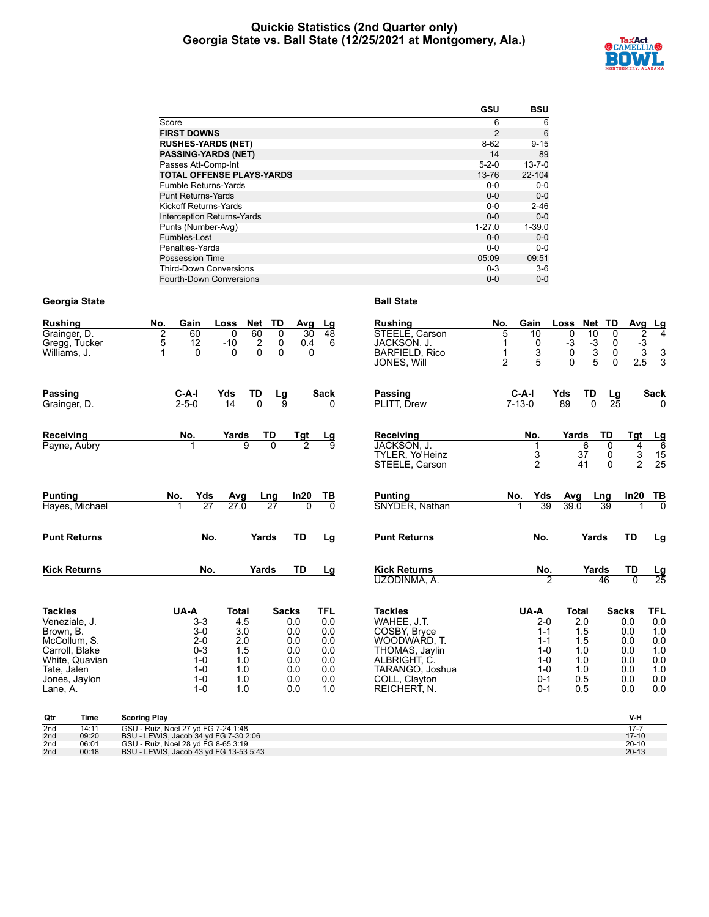# Quickie Statistics (2nd Quarter only)
## Georgia State vs. Ball State (12/25/2021 at Montgomery, Ala.)

| | GSU | BSU |
|---|---|---|
| Score | 6 | 6 |
| **FIRST DOWNS** | 2 | 6 |
| **RUSHES-YARDS (NET)** | 8-62 | 9-15 |
| **PASSING-YARDS (NET)** | 14 | 89 |
| Passes Att-Comp-Int | 5-2-0 | 13-7-0 |
| **TOTAL OFFENSE PLAYS-YARDS** | 13-76 | 22-104 |
| Fumble Returns-Yards | 0-0 | 0-0 |
| Punt Returns-Yards | 0-0 | 0-0 |
| Kickoff Returns-Yards | 0-0 | 2-46 |
| Interception Returns-Yards | 0-0 | 0-0 |
| Punts (Number-Avg) | 1-27.0 | 1-39.0 |
| Fumbles-Lost | 0-0 | 0-0 |
| Penalties-Yards | 0-0 | 0-0 |
| Possession Time | 05:09 | 09:51 |
| Third-Down Conversions | 0-3 | 3-6 |
| Fourth-Down Conversions | 0-0 | 0-0 |

## Georgia State

| Rushing | No. | Gain | Loss | Net | TD | Avg | Lg |
|---|---|---|---|---|---|---|---|
| Grainger, D. | 2 | 60 | 0 | 60 | 0 | 30 | 48 |
| Gregg, Tucker | 5 | 12 | -10 | 2 | 0 | 0.4 | 6 |
| Williams, J. | 1 | 0 | 0 | 0 | 0 | 0 | |

| Passing | C-A-I | Yds | TD | Lg | Sack |
|---|---|---|---|---|---|
| Grainger, D. | 2-5-0 | 14 | 0 | 9 | 0 |

| Receiving | No. | Yards | TD | Tgt | Lg |
|---|---|---|---|---|---|
| Payne, Aubry | 1 | 9 | 0 | 2 | 9 |

| Punting | No. | Yds | Avg | Lng | In20 | TB |
|---|---|---|---|---|---|---|
| Hayes, Michael | 1 | 27 | 27.0 | 27 | 0 | 0 |

| Punt Returns | No. | Yards | TD | Lg |
|---|---|---|---|---|

| Kick Returns | No. | Yards | TD | Lg |
|---|---|---|---|---|

| Tackles | UA-A | Total | Sacks | TFL |
|---|---|---|---|---|
| Veneziale, J. | 3-3 | 4.5 | 0.0 | 0.0 |
| Brown, B. | 3-0 | 3.0 | 0.0 | 0.0 |
| McCollum, S. | 2-0 | 2.0 | 0.0 | 0.0 |
| Carroll, Blake | 0-3 | 1.5 | 0.0 | 0.0 |
| White, Quavian | 1-0 | 1.0 | 0.0 | 0.0 |
| Tate, Jalen | 1-0 | 1.0 | 0.0 | 0.0 |
| Jones, Jaylon | 1-0 | 1.0 | 0.0 | 0.0 |
| Lane, A. | 1-0 | 1.0 | 0.0 | 1.0 |

## Ball State

| Rushing | No. | Gain | Loss | Net | TD | Avg | Lg |
|---|---|---|---|---|---|---|---|
| STEELE, Carson | 5 | 10 | 0 | 10 | 0 | 2 | 4 |
| JACKSON, J. | 1 | 0 | -3 | -3 | 0 | -3 | |
| BARFIELD, Rico | 1 | 3 | 0 | 3 | 0 | 3 | 3 |
| JONES, Will | 2 | 5 | 0 | 5 | 0 | 2.5 | 3 |

| Passing | C-A-I | Yds | TD | Lg | Sack |
|---|---|---|---|---|---|
| PLITT, Drew | 7-13-0 | 89 | 0 | 25 | 0 |

| Receiving | No. | Yards | TD | Tgt | Lg |
|---|---|---|---|---|---|
| JACKSON, J. | 1 | 6 | 0 | 4 | 6 |
| TYLER, Yo'Heinz | 3 | 37 | 0 | 3 | 15 |
| STEELE, Carson | 2 | 41 | 0 | 2 | 25 |

| Punting | No. | Yds | Avg | Lng | In20 | TB |
|---|---|---|---|---|---|---|
| SNYDER, Nathan | 1 | 39 | 39.0 | 39 | 1 | 0 |

| Punt Returns | No. | Yards | TD | Lg |
|---|---|---|---|---|

| Kick Returns | No. | Yards | TD | Lg |
|---|---|---|---|---|
| UZODINMA, A. | 2 | 46 | 0 | 25 |

| Tackles | UA-A | Total | Sacks | TFL |
|---|---|---|---|---|
| WAHEE, J.T. | 2-0 | 2.0 | 0.0 | 0.0 |
| COSBY, Bryce | 1-1 | 1.5 | 0.0 | 1.0 |
| WOODWARD, T. | 1-1 | 1.5 | 0.0 | 0.0 |
| THOMAS, Jaylin | 1-0 | 1.0 | 0.0 | 1.0 |
| ALBRIGHT, C. | 1-0 | 1.0 | 0.0 | 0.0 |
| TARANGO, Joshua | 1-0 | 1.0 | 0.0 | 1.0 |
| COLL, Clayton | 0-1 | 0.5 | 0.0 | 0.0 |
| REICHERT, N. | 0-1 | 0.5 | 0.0 | 0.0 |

| Qtr | Time | Scoring Play | V-H |
|---|---|---|---|
| 2nd | 14:11 | GSU - Ruiz, Noel 27 yd FG 7-24 1:48 | 17-7 |
| 2nd | 09:20 | BSU - LEWIS, Jacob 34 yd FG 7-30 2:06 | 17-10 |
| 2nd | 06:01 | GSU - Ruiz, Noel 28 yd FG 8-65 3:19 | 20-10 |
| 2nd | 00:18 | BSU - LEWIS, Jacob 43 yd FG 13-53 5:43 | 20-13 |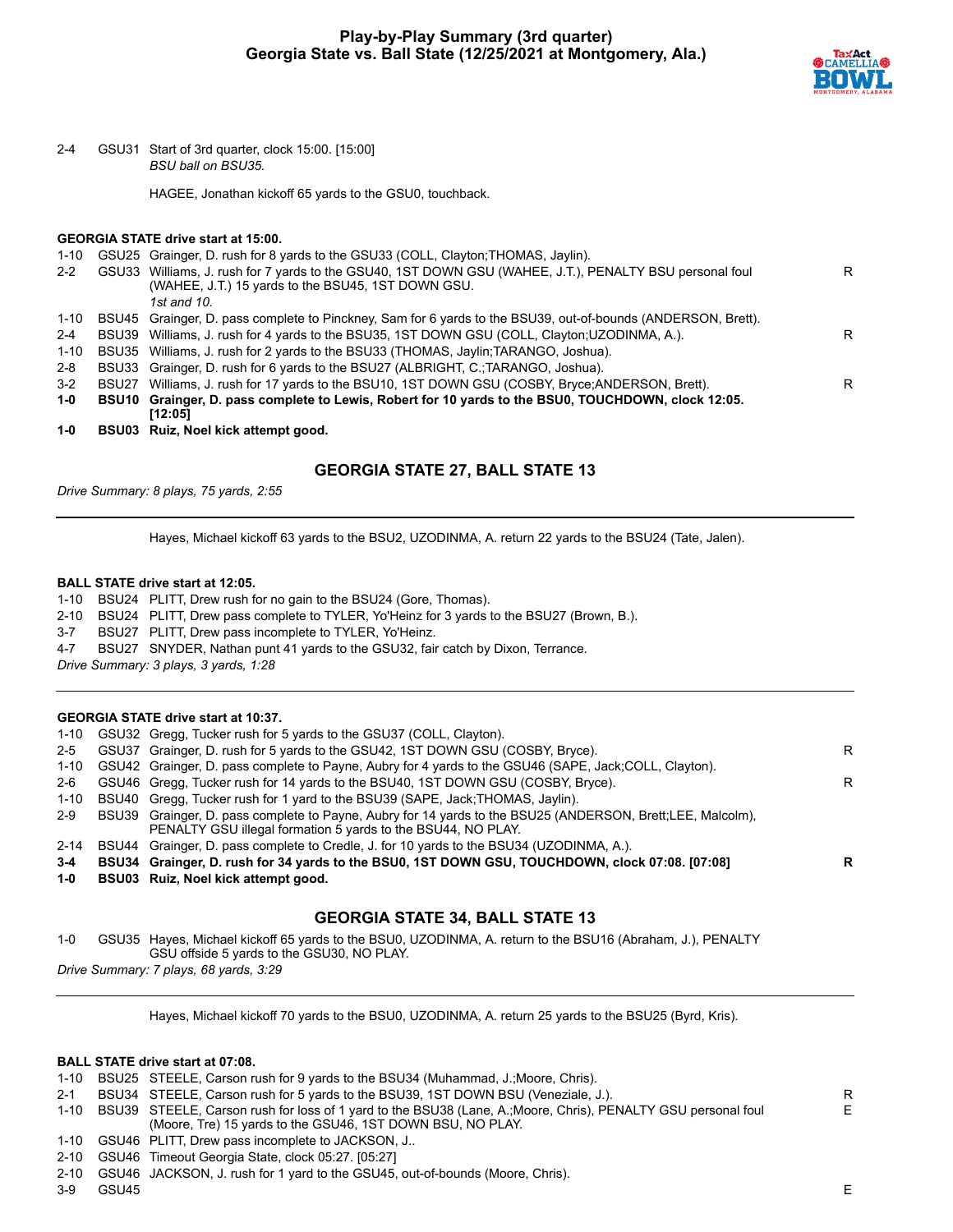## Play-by-Play Summary (3rd quarter)
## Georgia State vs. Ball State (12/25/2021 at Montgomery, Ala.)

| | | | |
|---|---|---|---|
| 2-4 | GSU31 | Start of 3rd quarter, clock 15:00. [15:00]<br>*BSU ball on BSU35.* | |
| | | HAGEE, Jonathan kickoff 65 yards to the GSU0, touchback. | |

**GEORGIA STATE drive start at 15:00.**

| | | | |
|---|---|---|---|
| 1-10 | GSU25 | Grainger, D. rush for 8 yards to the GSU33 (COLL, Clayton;THOMAS, Jaylin). | |
| 2-2 | GSU33 | Williams, J. rush for 7 yards to the GSU40, 1ST DOWN GSU (WAHEE, J.T.), PENALTY BSU personal foul (WAHEE, J.T.) 15 yards to the BSU45, 1ST DOWN GSU.<br>*1st and 10.* | R |
| 1-10 | BSU45 | Grainger, D. pass complete to Pinckney, Sam for 6 yards to the BSU39, out-of-bounds (ANDERSON, Brett). | |
| 2-4 | BSU39 | Williams, J. rush for 4 yards to the BSU35, 1ST DOWN GSU (COLL, Clayton;UZODINMA, A.). | R |
| 1-10 | BSU35 | Williams, J. rush for 2 yards to the BSU33 (THOMAS, Jaylin;TARANGO, Joshua). | |
| 2-8 | BSU33 | Grainger, D. rush for 6 yards to the BSU27 (ALBRIGHT, C.;TARANGO, Joshua). | |
| 3-2 | BSU27 | Williams, J. rush for 17 yards to the BSU10, 1ST DOWN GSU (COSBY, Bryce;ANDERSON, Brett). | R |
| **1-0** | **BSU10** | **Grainger, D. pass complete to Lewis, Robert for 10 yards to the BSU0, TOUCHDOWN, clock 12:05. [12:05]** | |
| **1-0** | **BSU03** | **Ruiz, Noel kick attempt good.** | |

### GEORGIA STATE 27, BALL STATE 13

*Drive Summary: 8 plays, 75 yards, 2:55*

---

Hayes, Michael kickoff 63 yards to the BSU2, UZODINMA, A. return 22 yards to the BSU24 (Tate, Jalen).

**BALL STATE drive start at 12:05.**

| | | | |
|---|---|---|---|
| 1-10 | BSU24 | PLITT, Drew rush for no gain to the BSU24 (Gore, Thomas). | |
| 2-10 | BSU24 | PLITT, Drew pass complete to TYLER, Yo'Heinz for 3 yards to the BSU27 (Brown, B.). | |
| 3-7 | BSU27 | PLITT, Drew pass incomplete to TYLER, Yo'Heinz. | |
| 4-7 | BSU27 | SNYDER, Nathan punt 41 yards to the GSU32, fair catch by Dixon, Terrance. | |

*Drive Summary: 3 plays, 3 yards, 1:28*

---

**GEORGIA STATE drive start at 10:37.**

| | | | |
|---|---|---|---|
| 1-10 | GSU32 | Gregg, Tucker rush for 5 yards to the GSU37 (COLL, Clayton). | |
| 2-5 | GSU37 | Grainger, D. rush for 5 yards to the GSU42, 1ST DOWN GSU (COSBY, Bryce). | R |
| 1-10 | GSU42 | Grainger, D. pass complete to Payne, Aubry for 4 yards to the GSU46 (SAPE, Jack;COLL, Clayton). | |
| 2-6 | GSU46 | Gregg, Tucker rush for 14 yards to the BSU40, 1ST DOWN GSU (COSBY, Bryce). | R |
| 1-10 | BSU40 | Gregg, Tucker rush for 1 yard to the BSU39 (SAPE, Jack;THOMAS, Jaylin). | |
| 2-9 | BSU39 | Grainger, D. pass complete to Payne, Aubry for 14 yards to the BSU25 (ANDERSON, Brett;LEE, Malcolm), PENALTY GSU illegal formation 5 yards to the BSU44, NO PLAY. | |
| 2-14 | BSU44 | Grainger, D. pass complete to Credle, J. for 10 yards to the BSU34 (UZODINMA, A.). | |
| **3-4** | **BSU34** | **Grainger, D. rush for 34 yards to the BSU0, 1ST DOWN GSU, TOUCHDOWN, clock 07:08. [07:08]** | **R** |
| **1-0** | **BSU03** | **Ruiz, Noel kick attempt good.** | |

### GEORGIA STATE 34, BALL STATE 13

| | | | |
|---|---|---|---|
| 1-0 | GSU35 | Hayes, Michael kickoff 65 yards to the BSU0, UZODINMA, A. return to the BSU16 (Abraham, J.), PENALTY GSU offside 5 yards to the GSU30, NO PLAY. | |

*Drive Summary: 7 plays, 68 yards, 3:29*

---

Hayes, Michael kickoff 70 yards to the BSU0, UZODINMA, A. return 25 yards to the BSU25 (Byrd, Kris).

**BALL STATE drive start at 07:08.**

| | | | |
|---|---|---|---|
| 1-10 | BSU25 | STEELE, Carson rush for 9 yards to the BSU34 (Muhammad, J.;Moore, Chris). | |
| 2-1 | BSU34 | STEELE, Carson rush for 5 yards to the BSU39, 1ST DOWN BSU (Veneziale, J.). | R |
| 1-10 | BSU39 | STEELE, Carson rush for loss of 1 yard to the BSU38 (Lane, A.;Moore, Chris), PENALTY GSU personal foul (Moore, Tre) 15 yards to the GSU46, 1ST DOWN BSU, NO PLAY. | E |
| 1-10 | GSU46 | PLITT, Drew pass incomplete to JACKSON, J.. | |
| 2-10 | GSU46 | Timeout Georgia State, clock 05:27. [05:27] | |
| 2-10 | GSU46 | JACKSON, J. rush for 1 yard to the GSU45, out-of-bounds (Moore, Chris). | |
| 3-9 | GSU45 | | E |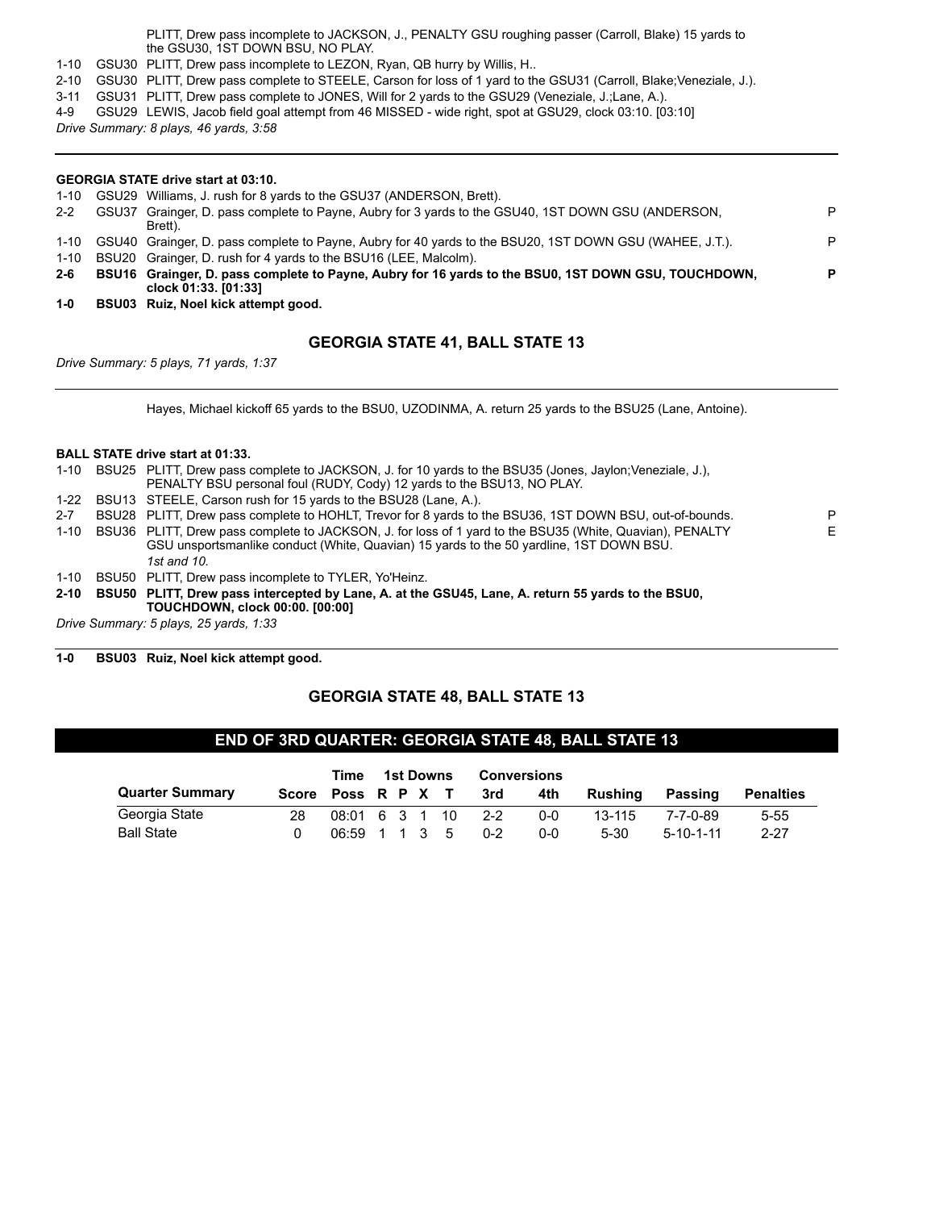PLITT, Drew pass incomplete to JACKSON, J., PENALTY GSU roughing passer (Carroll, Blake) 15 yards to the GSU30, 1ST DOWN BSU, NO PLAY.

1-10 GSU30 PLITT, Drew pass incomplete to LEZON, Ryan, QB hurry by Willis, H..

2-10 GSU30 PLITT, Drew pass complete to STEELE, Carson for loss of 1 yard to the GSU31 (Carroll, Blake;Veneziale, J.).

3-11 GSU31 PLITT, Drew pass complete to JONES, Will for 2 yards to the GSU29 (Veneziale, J.;Lane, A.).

4-9 GSU29 LEWIS, Jacob field goal attempt from 46 MISSED - wide right, spot at GSU29, clock 03:10. [03:10]

*Drive Summary: 8 plays, 46 yards, 3:58*

---

**GEORGIA STATE drive start at 03:10.**

1-10 GSU29 Williams, J. rush for 8 yards to the GSU37 (ANDERSON, Brett).

2-2 GSU37 Grainger, D. pass complete to Payne, Aubry for 3 yards to the GSU40, 1ST DOWN GSU (ANDERSON, Brett). P

1-10 GSU40 Grainger, D. pass complete to Payne, Aubry for 40 yards to the BSU20, 1ST DOWN GSU (WAHEE, J.T.). P

1-10 BSU20 Grainger, D. rush for 4 yards to the BSU16 (LEE, Malcolm).

**2-6 BSU16 Grainger, D. pass complete to Payne, Aubry for 16 yards to the BSU0, 1ST DOWN GSU, TOUCHDOWN, clock 01:33. [01:33] P**

**1-0 BSU03 Ruiz, Noel kick attempt good.**

## GEORGIA STATE 41, BALL STATE 13

*Drive Summary: 5 plays, 71 yards, 1:37*

---

Hayes, Michael kickoff 65 yards to the BSU0, UZODINMA, A. return 25 yards to the BSU25 (Lane, Antoine).

**BALL STATE drive start at 01:33.**

1-10 BSU25 PLITT, Drew pass complete to JACKSON, J. for 10 yards to the BSU35 (Jones, Jaylon;Veneziale, J.), PENALTY BSU personal foul (RUDY, Cody) 12 yards to the BSU13, NO PLAY.

1-22 BSU13 STEELE, Carson rush for 15 yards to the BSU28 (Lane, A.).

2-7 BSU28 PLITT, Drew pass complete to HOHLT, Trevor for 8 yards to the BSU36, 1ST DOWN BSU, out-of-bounds. P

1-10 BSU36 PLITT, Drew pass complete to JACKSON, J. for loss of 1 yard to the BSU35 (White, Quavian), PENALTY GSU unsportsmanlike conduct (White, Quavian) 15 yards to the 50 yardline, 1ST DOWN BSU. E
*1st and 10.*

1-10 BSU50 PLITT, Drew pass incomplete to TYLER, Yo'Heinz.

**2-10 BSU50 PLITT, Drew pass intercepted by Lane, A. at the GSU45, Lane, A. return 55 yards to the BSU0, TOUCHDOWN, clock 00:00. [00:00]**

*Drive Summary: 5 plays, 25 yards, 1:33*

---

**1-0 BSU03 Ruiz, Noel kick attempt good.**

## GEORGIA STATE 48, BALL STATE 13

## END OF 3RD QUARTER: GEORGIA STATE 48, BALL STATE 13

| Quarter Summary | Score | Time Poss | 1st Downs R | P | X | T | Conversions 3rd | 4th | Rushing | Passing | Penalties |
|---|---|---|---|---|---|---|---|---|---|---|---|
| Georgia State | 28 | 08:01 | 6 | 3 | 1 | 10 | 2-2 | 0-0 | 13-115 | 7-7-0-89 | 5-55 |
| Ball State | 0 | 06:59 | 1 | 1 | 3 | 5 | 0-2 | 0-0 | 5-30 | 5-10-1-11 | 2-27 |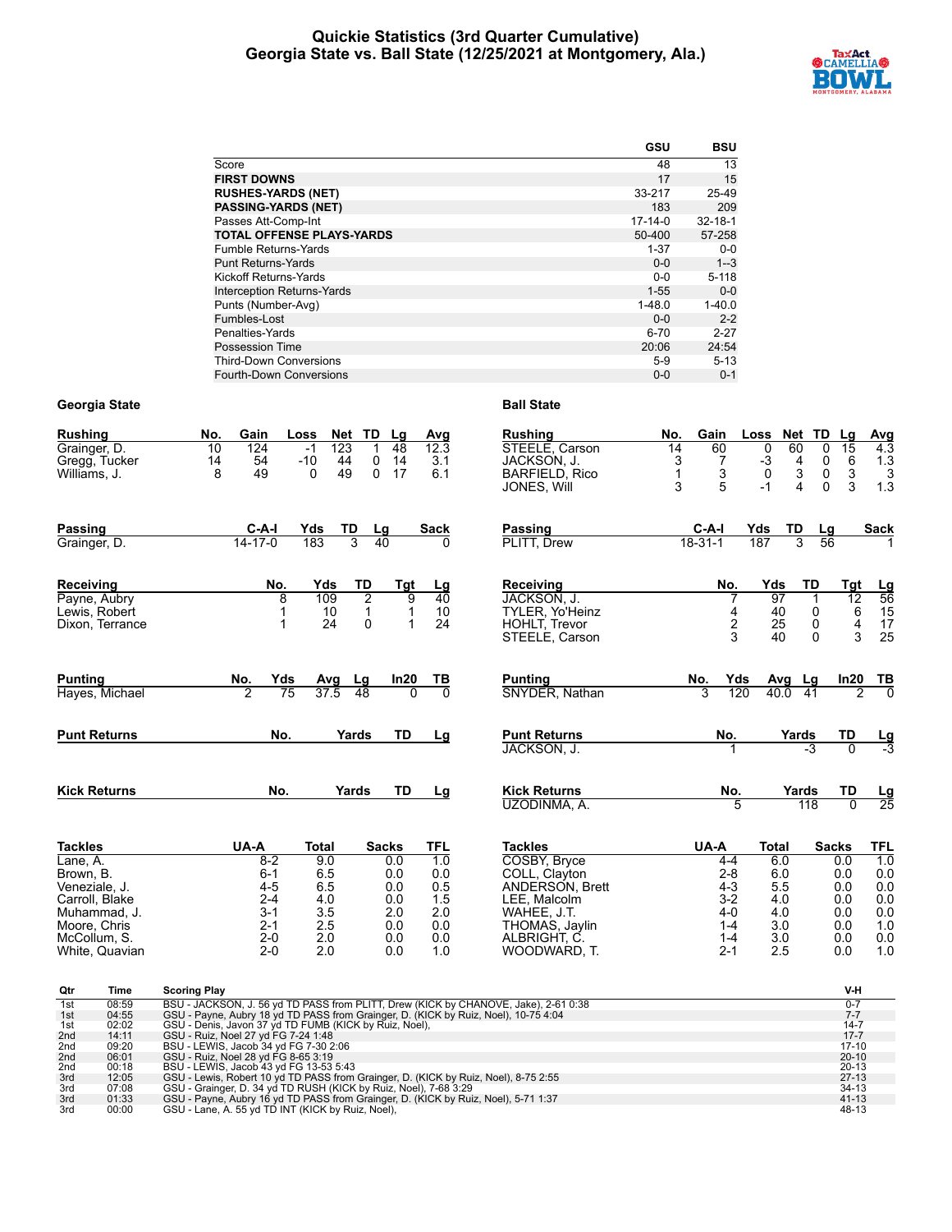# Quickie Statistics (3rd Quarter Cumulative)
## Georgia State vs. Ball State (12/25/2021 at Montgomery, Ala.)

| | GSU | BSU |
|---|---|---|
| Score | 48 | 13 |
| **FIRST DOWNS** | 17 | 15 |
| **RUSHES-YARDS (NET)** | 33-217 | 25-49 |
| **PASSING-YARDS (NET)** | 183 | 209 |
| Passes Att-Comp-Int | 17-14-0 | 32-18-1 |
| **TOTAL OFFENSE PLAYS-YARDS** | 50-400 | 57-258 |
| Fumble Returns-Yards | 1-37 | 0-0 |
| Punt Returns-Yards | 0-0 | 1--3 |
| Kickoff Returns-Yards | 0-0 | 5-118 |
| Interception Returns-Yards | 1-55 | 0-0 |
| Punts (Number-Avg) | 1-48.0 | 1-40.0 |
| Fumbles-Lost | 0-0 | 2-2 |
| Penalties-Yards | 6-70 | 2-27 |
| Possession Time | 20:06 | 24:54 |
| Third-Down Conversions | 5-9 | 5-13 |
| Fourth-Down Conversions | 0-0 | 0-1 |

### Georgia State

| Rushing | No. | Gain | Loss | Net | TD | Lg | Avg |
|---|---|---|---|---|---|---|---|
| Grainger, D. | 10 | 124 | -1 | 123 | 1 | 48 | 12.3 |
| Gregg, Tucker | 14 | 54 | -10 | 44 | 0 | 14 | 3.1 |
| Williams, J. | 8 | 49 | 0 | 49 | 0 | 17 | 6.1 |

| Passing | C-A-I | Yds | TD | Lg | Sack |
|---|---|---|---|---|---|
| Grainger, D. | 14-17-0 | 183 | 3 | 40 | 0 |

| Receiving | No. | Yds | TD | Tgt | Lg |
|---|---|---|---|---|---|
| Payne, Aubry | 8 | 109 | 2 | 9 | 40 |
| Lewis, Robert | 1 | 10 | 1 | 1 | 10 |
| Dixon, Terrance | 1 | 24 | 0 | 1 | 24 |

| Punting | No. | Yds | Avg | Lg | In20 | TB |
|---|---|---|---|---|---|---|
| Hayes, Michael | 2 | 75 | 37.5 | 48 | 0 | 0 |

| Punt Returns | No. | Yards | TD | Lg |
|---|---|---|---|---|

| Kick Returns | No. | Yards | TD | Lg |
|---|---|---|---|---|

| Tackles | UA-A | Total | Sacks | TFL |
|---|---|---|---|---|
| Lane, A. | 8-2 | 9.0 | 0.0 | 1.0 |
| Brown, B. | 6-1 | 6.5 | 0.0 | 0.0 |
| Veneziale, J. | 4-5 | 6.5 | 0.0 | 0.5 |
| Carroll, Blake | 2-4 | 4.0 | 0.0 | 1.5 |
| Muhammad, J. | 3-1 | 3.5 | 2.0 | 2.0 |
| Moore, Chris | 2-1 | 2.5 | 0.0 | 0.0 |
| McCollum, S. | 2-0 | 2.0 | 0.0 | 0.0 |
| White, Quavian | 2-0 | 2.0 | 0.0 | 1.0 |

### Ball State

| Rushing | No. | Gain | Loss | Net | TD | Lg | Avg |
|---|---|---|---|---|---|---|---|
| STEELE, Carson | 14 | 60 | 0 | 60 | 0 | 15 | 4.3 |
| JACKSON, J. | 3 | 7 | -3 | 4 | 0 | 6 | 1.3 |
| BARFIELD, Rico | 1 | 3 | 0 | 3 | 0 | 3 | 3 |
| JONES, Will | 3 | 5 | -1 | 4 | 0 | 3 | 1.3 |

| Passing | C-A-I | Yds | TD | Lg | Sack |
|---|---|---|---|---|---|
| PLITT, Drew | 18-31-1 | 187 | 3 | 56 | 1 |

| Receiving | No. | Yds | TD | Tgt | Lg |
|---|---|---|---|---|---|
| JACKSON, J. | 7 | 97 | 1 | 12 | 56 |
| TYLER, Yo'Heinz | 4 | 40 | 0 | 6 | 15 |
| HOHLT, Trevor | 2 | 25 | 0 | 4 | 17 |
| STEELE, Carson | 3 | 40 | 0 | 3 | 25 |

| Punting | No. | Yds | Avg | Lg | In20 | TB |
|---|---|---|---|---|---|---|
| SNYDER, Nathan | 3 | 120 | 40.0 | 41 | 2 | 0 |

| Punt Returns | No. | Yards | TD | Lg |
|---|---|---|---|---|
| JACKSON, J. | 1 | -3 | 0 | -3 |

| Kick Returns | No. | Yards | TD | Lg |
|---|---|---|---|---|
| UZODINMA, A. | 5 | 118 | 0 | 25 |

| Tackles | UA-A | Total | Sacks | TFL |
|---|---|---|---|---|
| COSBY, Bryce | 4-4 | 6.0 | 0.0 | 1.0 |
| COLL, Clayton | 2-8 | 6.0 | 0.0 | 0.0 |
| ANDERSON, Brett | 4-3 | 5.5 | 0.0 | 0.0 |
| LEE, Malcolm | 3-2 | 4.0 | 0.0 | 0.0 |
| WAHEE, J.T. | 4-0 | 4.0 | 0.0 | 0.0 |
| THOMAS, Jaylin | 1-4 | 3.0 | 0.0 | 1.0 |
| ALBRIGHT, C. | 1-4 | 3.0 | 0.0 | 0.0 |
| WOODWARD, T. | 2-1 | 2.5 | 0.0 | 1.0 |

| Qtr | Time | Scoring Play | V-H |
|---|---|---|---|
| 1st | 08:59 | BSU - JACKSON, J. 56 yd TD PASS from PLITT, Drew (KICK by CHANOVE, Jake), 2-61 0:38 | 0-7 |
| 1st | 04:55 | GSU - Payne, Aubry 18 yd TD PASS from Grainger, D. (KICK by Ruiz, Noel), 10-75 4:04 | 7-7 |
| 1st | 02:02 | GSU - Denis, Javon 37 yd TD FUMB (KICK by Ruiz, Noel), | 14-7 |
| 2nd | 14:11 | GSU - Ruiz, Noel 27 yd FG 7-24 1:48 | 17-7 |
| 2nd | 09:20 | BSU - LEWIS, Jacob 34 yd FG 7-30 2:06 | 17-10 |
| 2nd | 06:01 | GSU - Ruiz, Noel 28 yd FG 8-65 3:19 | 20-10 |
| 2nd | 00:18 | BSU - LEWIS, Jacob 43 yd FG 13-53 5:43 | 20-13 |
| 3rd | 12:05 | GSU - Lewis, Robert 10 yd TD PASS from Grainger, D. (KICK by Ruiz, Noel), 8-75 2:55 | 27-13 |
| 3rd | 07:08 | GSU - Grainger, D. 34 yd TD RUSH (KICK by Ruiz, Noel), 7-68 3:29 | 34-13 |
| 3rd | 01:33 | GSU - Payne, Aubry 16 yd TD PASS from Grainger, D. (KICK by Ruiz, Noel), 5-71 1:37 | 41-13 |
| 3rd | 00:00 | GSU - Lane, A. 55 yd TD INT (KICK by Ruiz, Noel), | 48-13 |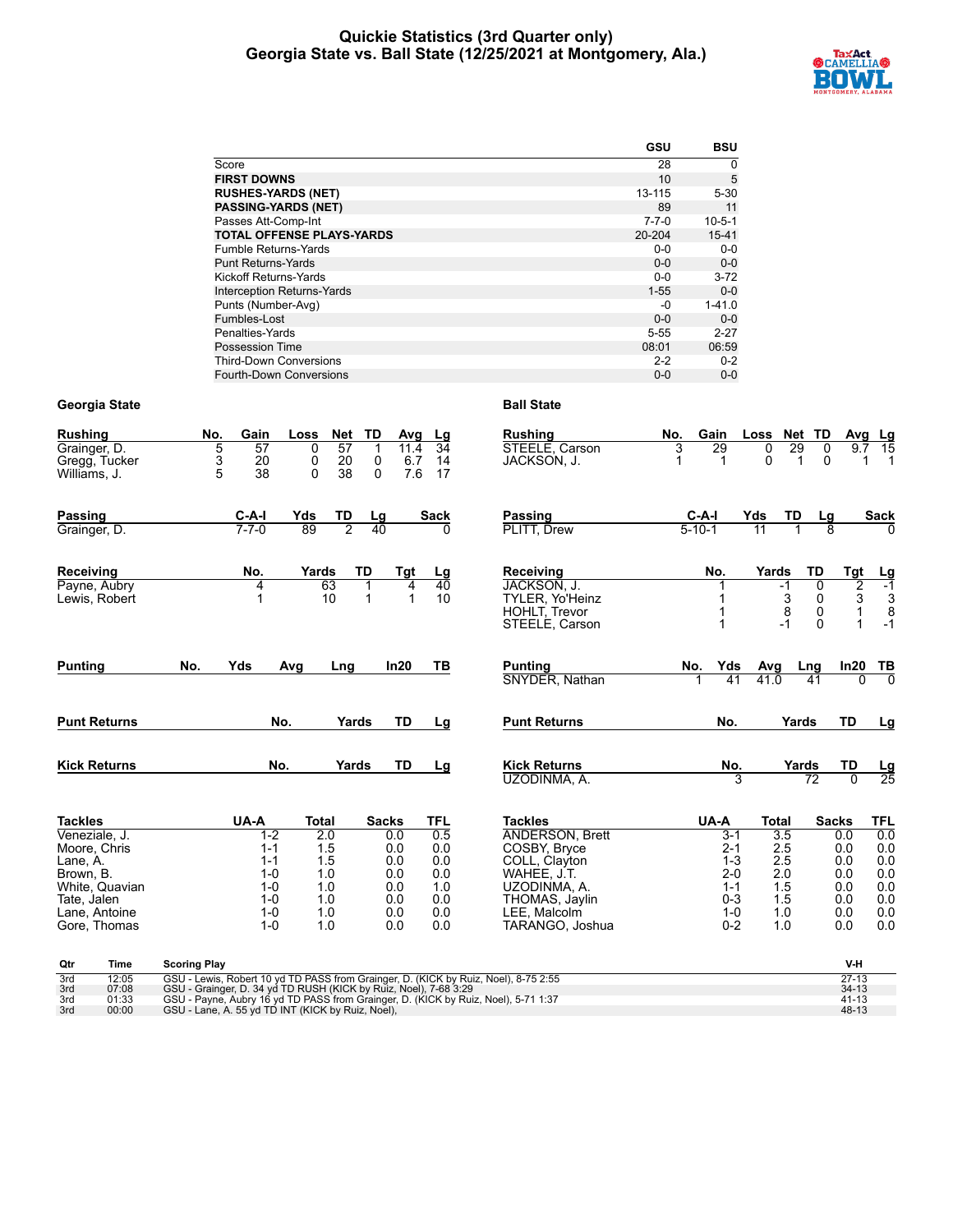# Quickie Statistics (3rd Quarter only)
## Georgia State vs. Ball State (12/25/2021 at Montgomery, Ala.)

| | GSU | BSU |
|---|---|---|
| Score | 28 | 0 |
| **FIRST DOWNS** | 10 | 5 |
| **RUSHES-YARDS (NET)** | 13-115 | 5-30 |
| **PASSING-YARDS (NET)** | 89 | 11 |
| Passes Att-Comp-Int | 7-7-0 | 10-5-1 |
| **TOTAL OFFENSE PLAYS-YARDS** | 20-204 | 15-41 |
| Fumble Returns-Yards | 0-0 | 0-0 |
| Punt Returns-Yards | 0-0 | 0-0 |
| Kickoff Returns-Yards | 0-0 | 3-72 |
| Interception Returns-Yards | 1-55 | 0-0 |
| Punts (Number-Avg) | -0 | 1-41.0 |
| Fumbles-Lost | 0-0 | 0-0 |
| Penalties-Yards | 5-55 | 2-27 |
| Possession Time | 08:01 | 06:59 |
| Third-Down Conversions | 2-2 | 0-2 |
| Fourth-Down Conversions | 0-0 | 0-0 |

### Georgia State

| Rushing | No. | Gain | Loss | Net | TD | Avg | Lg |
|---|---|---|---|---|---|---|---|
| Grainger, D. | 5 | 57 | 0 | 57 | 1 | 11.4 | 34 |
| Gregg, Tucker | 3 | 20 | 0 | 20 | 0 | 6.7 | 14 |
| Williams, J. | 5 | 38 | 0 | 38 | 0 | 7.6 | 17 |

| Passing | C-A-I | Yds | TD | Lg | Sack |
|---|---|---|---|---|---|
| Grainger, D. | 7-7-0 | 89 | 2 | 40 | 0 |

| Receiving | No. | Yards | TD | Tgt | Lg |
|---|---|---|---|---|---|
| Payne, Aubry | 4 | 63 | 1 | 4 | 40 |
| Lewis, Robert | 1 | 10 | 1 | 1 | 10 |

| Punting | No. | Yds | Avg | Lng | In20 | TB |
|---|---|---|---|---|---|---|

| Punt Returns | No. | Yards | TD | Lg |
|---|---|---|---|---|

| Kick Returns | No. | Yards | TD | Lg |
|---|---|---|---|---|

| Tackles | UA-A | Total | Sacks | TFL |
|---|---|---|---|---|
| Veneziale, J. | 1-2 | 2.0 | 0.0 | 0.5 |
| Moore, Chris | 1-1 | 1.5 | 0.0 | 0.0 |
| Lane, A. | 1-1 | 1.5 | 0.0 | 0.0 |
| Brown, B. | 1-0 | 1.0 | 0.0 | 0.0 |
| White, Quavian | 1-0 | 1.0 | 0.0 | 1.0 |
| Tate, Jalen | 1-0 | 1.0 | 0.0 | 0.0 |
| Lane, Antoine | 1-0 | 1.0 | 0.0 | 0.0 |
| Gore, Thomas | 1-0 | 1.0 | 0.0 | 0.0 |

### Ball State

| Rushing | No. | Gain | Loss | Net | TD | Avg | Lg |
|---|---|---|---|---|---|---|---|
| STEELE, Carson | 3 | 29 | 0 | 29 | 0 | 9.7 | 15 |
| JACKSON, J. | 1 | 1 | 0 | 1 | 0 | 1 | 1 |

| Passing | C-A-I | Yds | TD | Lg | Sack |
|---|---|---|---|---|---|
| PLITT, Drew | 5-10-1 | 11 | 1 | 8 | 0 |

| Receiving | No. | Yards | TD | Tgt | Lg |
|---|---|---|---|---|---|
| JACKSON, J. | 1 | -1 | 0 | 2 | -1 |
| TYLER, Yo'Heinz | 1 | 3 | 0 | 3 | 3 |
| HOHLT, Trevor | 1 | 8 | 0 | 1 | 8 |
| STEELE, Carson | 1 | -1 | 0 | 1 | -1 |

| Punting | No. | Yds | Avg | Lng | In20 | TB |
|---|---|---|---|---|---|---|
| SNYDER, Nathan | 1 | 41 | 41.0 | 41 | 0 | 0 |

| Punt Returns | No. | Yards | TD | Lg |
|---|---|---|---|---|

| Kick Returns | No. | Yards | TD | Lg |
|---|---|---|---|---|
| UZODINMA, A. | 3 | 72 | 0 | 25 |

| Tackles | UA-A | Total | Sacks | TFL |
|---|---|---|---|---|
| ANDERSON, Brett | 3-1 | 3.5 | 0.0 | 0.0 |
| COSBY, Bryce | 2-1 | 2.5 | 0.0 | 0.0 |
| COLL, Clayton | 1-3 | 2.5 | 0.0 | 0.0 |
| WAHEE, J.T. | 2-0 | 2.0 | 0.0 | 0.0 |
| UZODINMA, A. | 1-1 | 1.5 | 0.0 | 0.0 |
| THOMAS, Jaylin | 0-3 | 1.5 | 0.0 | 0.0 |
| LEE, Malcolm | 1-0 | 1.0 | 0.0 | 0.0 |
| TARANGO, Joshua | 0-2 | 1.0 | 0.0 | 0.0 |

| Qtr | Time | Scoring Play | V-H |
|---|---|---|---|
| 3rd | 12:05 | GSU - Lewis, Robert 10 yd TD PASS from Grainger, D. (KICK by Ruiz, Noel), 8-75 2:55 | 27-13 |
| 3rd | 07:08 | GSU - Grainger, D. 34 yd TD RUSH (KICK by Ruiz, Noel), 7-68 3:29 | 34-13 |
| 3rd | 01:33 | GSU - Payne, Aubry 16 yd TD PASS from Grainger, D. (KICK by Ruiz, Noel), 5-71 1:37 | 41-13 |
| 3rd | 00:00 | GSU - Lane, A. 55 yd TD INT (KICK by Ruiz, Noel), | 48-13 |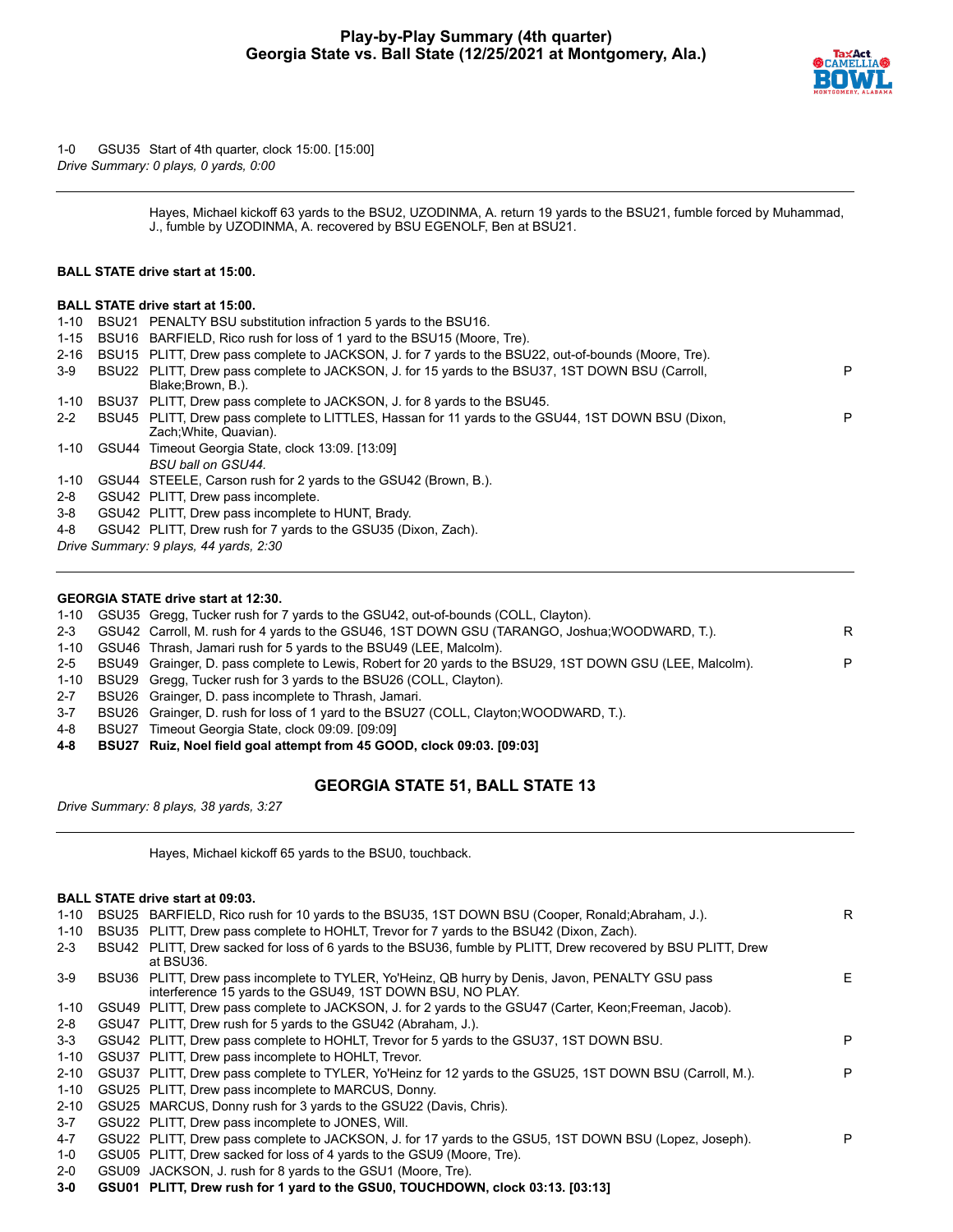# Play-by-Play Summary (4th quarter)
## Georgia State vs. Ball State (12/25/2021 at Montgomery, Ala.)

1-0 GSU35 Start of 4th quarter, clock 15:00. [15:00]
*Drive Summary: 0 plays, 0 yards, 0:00*

---

Hayes, Michael kickoff 63 yards to the BSU2, UZODINMA, A. return 19 yards to the BSU21, fumble forced by Muhammad, J., fumble by UZODINMA, A. recovered by BSU EGENOLF, Ben at BSU21.

**BALL STATE drive start at 15:00.**

**BALL STATE drive start at 15:00.**

| | | | |
|---|---|---|---|
| 1-10 | BSU21 | PENALTY BSU substitution infraction 5 yards to the BSU16. | |
| 1-15 | BSU16 | BARFIELD, Rico rush for loss of 1 yard to the BSU15 (Moore, Tre). | |
| 2-16 | BSU15 | PLITT, Drew pass complete to JACKSON, J. for 7 yards to the BSU22, out-of-bounds (Moore, Tre). | |
| 3-9 | BSU22 | PLITT, Drew pass complete to JACKSON, J. for 15 yards to the BSU37, 1ST DOWN BSU (Carroll, Blake;Brown, B.). | P |
| 1-10 | BSU37 | PLITT, Drew pass complete to JACKSON, J. for 8 yards to the BSU45. | |
| 2-2 | BSU45 | PLITT, Drew pass complete to LITTLES, Hassan for 11 yards to the GSU44, 1ST DOWN BSU (Dixon, Zach;White, Quavian). | P |
| 1-10 | GSU44 | Timeout Georgia State, clock 13:09. [13:09] *BSU ball on GSU44.* | |
| 1-10 | GSU44 | STEELE, Carson rush for 2 yards to the GSU42 (Brown, B.). | |
| 2-8 | GSU42 | PLITT, Drew pass incomplete. | |
| 3-8 | GSU42 | PLITT, Drew pass incomplete to HUNT, Brady. | |
| 4-8 | GSU42 | PLITT, Drew rush for 7 yards to the GSU35 (Dixon, Zach). | |

*Drive Summary: 9 plays, 44 yards, 2:30*

---

**GEORGIA STATE drive start at 12:30.**

| | | | |
|---|---|---|---|
| 1-10 | GSU35 | Gregg, Tucker rush for 7 yards to the GSU42, out-of-bounds (COLL, Clayton). | |
| 2-3 | GSU42 | Carroll, M. rush for 4 yards to the GSU46, 1ST DOWN GSU (TARANGO, Joshua;WOODWARD, T.). | R |
| 1-10 | GSU46 | Thrash, Jamari rush for 5 yards to the BSU49 (LEE, Malcolm). | |
| 2-5 | BSU49 | Grainger, D. pass complete to Lewis, Robert for 20 yards to the BSU29, 1ST DOWN GSU (LEE, Malcolm). | P |
| 1-10 | BSU29 | Gregg, Tucker rush for 3 yards to the BSU26 (COLL, Clayton). | |
| 2-7 | BSU26 | Grainger, D. pass incomplete to Thrash, Jamari. | |
| 3-7 | BSU26 | Grainger, D. rush for loss of 1 yard to the BSU27 (COLL, Clayton;WOODWARD, T.). | |
| 4-8 | BSU27 | Timeout Georgia State, clock 09:09. [09:09] | |
| **4-8** | **BSU27** | **Ruiz, Noel field goal attempt from 45 GOOD, clock 09:03. [09:03]** | |

### GEORGIA STATE 51, BALL STATE 13

*Drive Summary: 8 plays, 38 yards, 3:27*

---

Hayes, Michael kickoff 65 yards to the BSU0, touchback.

**BALL STATE drive start at 09:03.**

| | | | |
|---|---|---|---|
| 1-10 | BSU25 | BARFIELD, Rico rush for 10 yards to the BSU35, 1ST DOWN BSU (Cooper, Ronald;Abraham, J.). | R |
| 1-10 | BSU35 | PLITT, Drew pass complete to HOHLT, Trevor for 7 yards to the BSU42 (Dixon, Zach). | |
| 2-3 | BSU42 | PLITT, Drew sacked for loss of 6 yards to the BSU36, fumble by PLITT, Drew recovered by BSU PLITT, Drew at BSU36. | |
| 3-9 | BSU36 | PLITT, Drew pass incomplete to TYLER, Yo'Heinz, QB hurry by Denis, Javon, PENALTY GSU pass interference 15 yards to the GSU49, 1ST DOWN BSU, NO PLAY. | E |
| 1-10 | GSU49 | PLITT, Drew pass complete to JACKSON, J. for 2 yards to the GSU47 (Carter, Keon;Freeman, Jacob). | |
| 2-8 | GSU47 | PLITT, Drew rush for 5 yards to the GSU42 (Abraham, J.). | |
| 3-3 | GSU42 | PLITT, Drew pass complete to HOHLT, Trevor for 5 yards to the GSU37, 1ST DOWN BSU. | P |
| 1-10 | GSU37 | PLITT, Drew pass incomplete to HOHLT, Trevor. | |
| 2-10 | GSU37 | PLITT, Drew pass complete to TYLER, Yo'Heinz for 12 yards to the GSU25, 1ST DOWN BSU (Carroll, M.). | P |
| 1-10 | GSU25 | PLITT, Drew pass incomplete to MARCUS, Donny. | |
| 2-10 | GSU25 | MARCUS, Donny rush for 3 yards to the GSU22 (Davis, Chris). | |
| 3-7 | GSU22 | PLITT, Drew pass incomplete to JONES, Will. | |
| 4-7 | GSU22 | PLITT, Drew pass complete to JACKSON, J. for 17 yards to the GSU5, 1ST DOWN BSU (Lopez, Joseph). | P |
| 1-0 | GSU05 | PLITT, Drew sacked for loss of 4 yards to the GSU9 (Moore, Tre). | |
| 2-0 | GSU09 | JACKSON, J. rush for 8 yards to the GSU1 (Moore, Tre). | |
| **3-0** | **GSU01** | **PLITT, Drew rush for 1 yard to the GSU0, TOUCHDOWN, clock 03:13. [03:13]** | |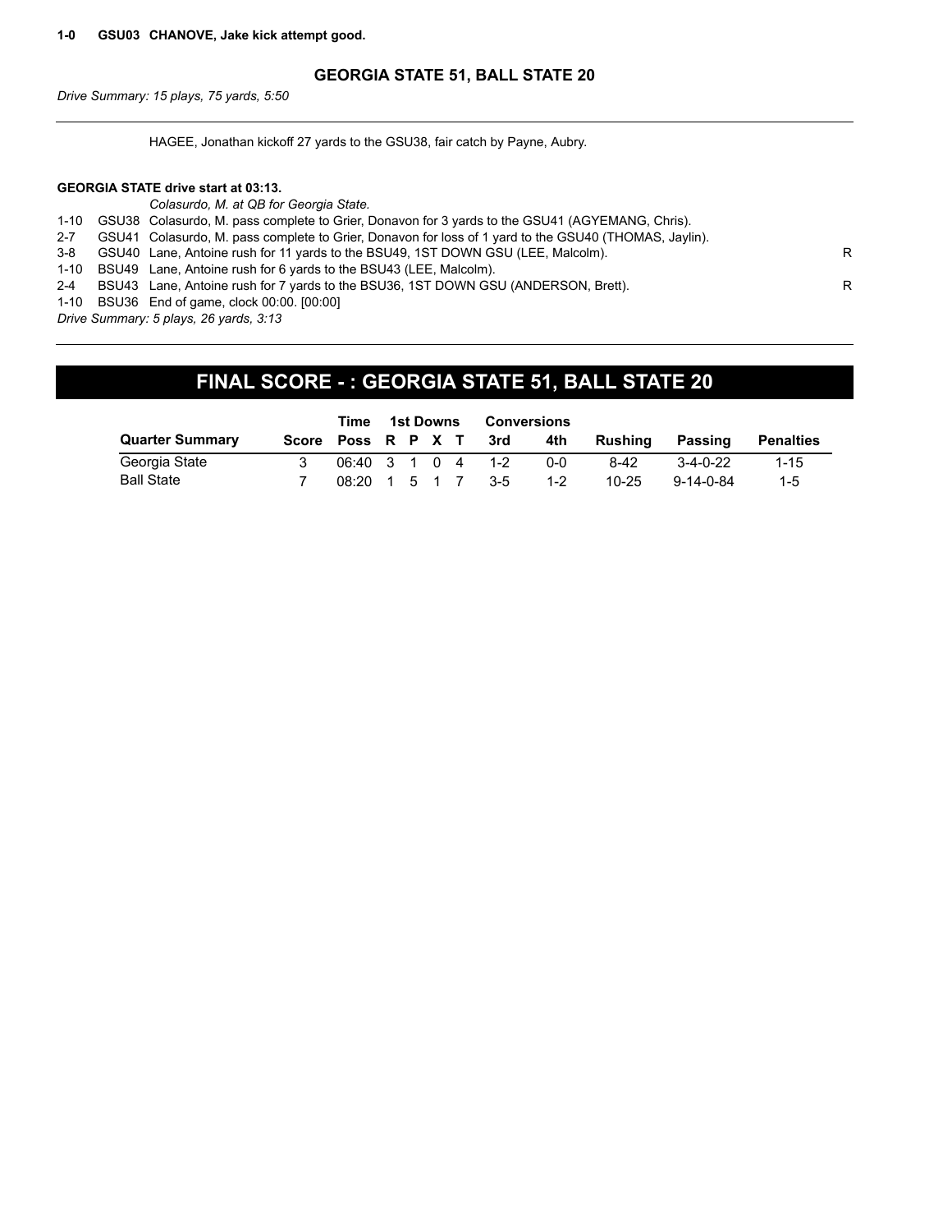**1-0 GSU03 CHANOVE, Jake kick attempt good.**

**GEORGIA STATE 51, BALL STATE 20**

*Drive Summary: 15 plays, 75 yards, 5:50*

---

HAGEE, Jonathan kickoff 27 yards to the GSU38, fair catch by Payne, Aubry.

**GEORGIA STATE drive start at 03:13.**

*Colasurdo, M. at QB for Georgia State.*

| | | | |
|---|---|---|---|
| 1-10 | GSU38 | Colasurdo, M. pass complete to Grier, Donavon for 3 yards to the GSU41 (AGYEMANG, Chris). | |
| 2-7 | GSU41 | Colasurdo, M. pass complete to Grier, Donavon for loss of 1 yard to the GSU40 (THOMAS, Jaylin). | |
| 3-8 | GSU40 | Lane, Antoine rush for 11 yards to the BSU49, 1ST DOWN GSU (LEE, Malcolm). | R |
| 1-10 | BSU49 | Lane, Antoine rush for 6 yards to the BSU43 (LEE, Malcolm). | |
| 2-4 | BSU43 | Lane, Antoine rush for 7 yards to the BSU36, 1ST DOWN GSU (ANDERSON, Brett). | R |
| 1-10 | BSU36 | End of game, clock 00:00. [00:00] | |

*Drive Summary: 5 plays, 26 yards, 3:13*

---

## FINAL SCORE - : GEORGIA STATE 51, BALL STATE 20

| | | Time | 1st Downs | | | | Conversions | | | | |
|---|---|---|---|---|---|---|---|---|---|---|---|
| **Quarter Summary** | **Score** | **Poss** | **R** | **P** | **X** | **T** | **3rd** | **4th** | **Rushing** | **Passing** | **Penalties** |
| Georgia State | 3 | 06:40 | 3 | 1 | 0 | 4 | 1-2 | 0-0 | 8-42 | 3-4-0-22 | 1-15 |
| Ball State | 7 | 08:20 | 1 | 5 | 1 | 7 | 3-5 | 1-2 | 10-25 | 9-14-0-84 | 1-5 |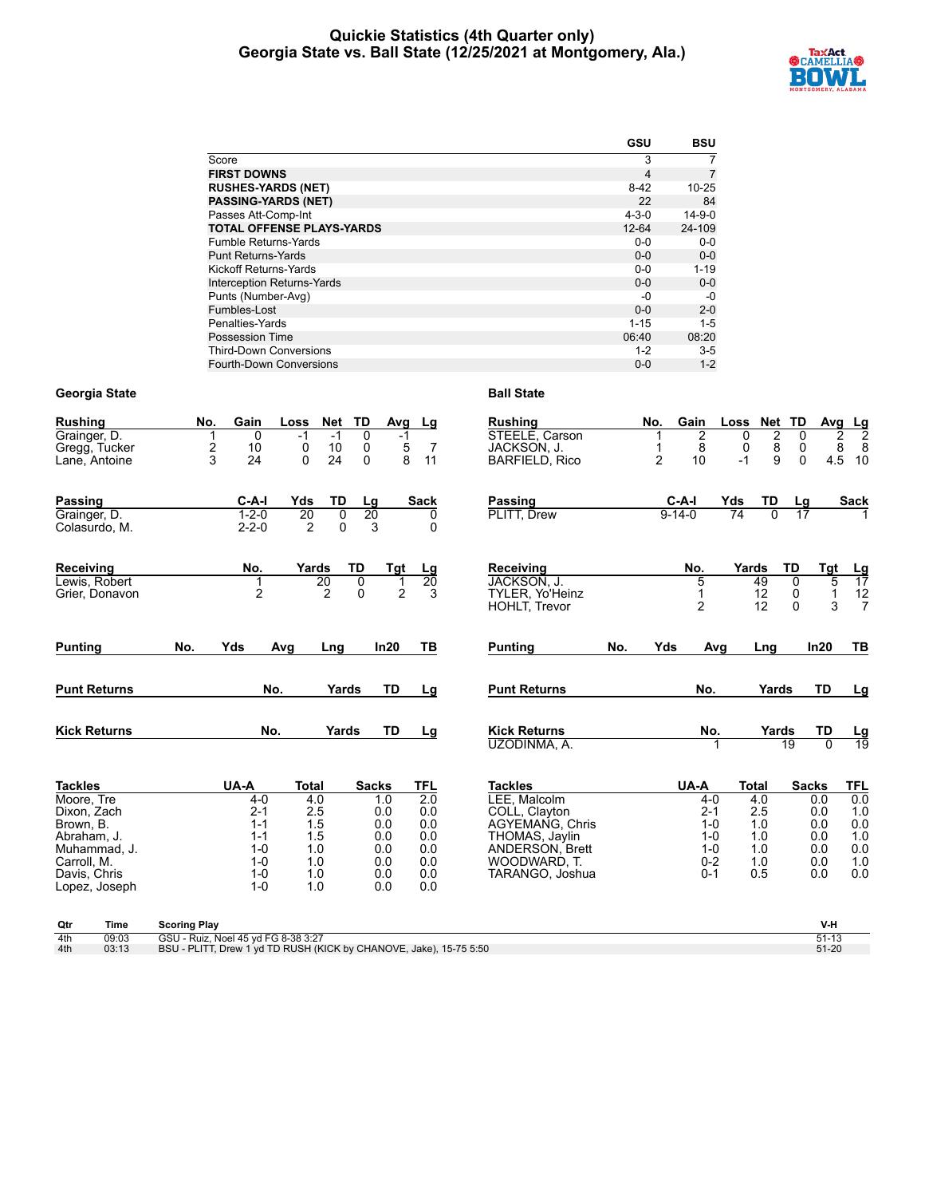# Quickie Statistics (4th Quarter only)
## Georgia State vs. Ball State (12/25/2021 at Montgomery, Ala.)

| | GSU | BSU |
|---|---|---|
| Score | 3 | 7 |
| **FIRST DOWNS** | 4 | 7 |
| **RUSHES-YARDS (NET)** | 8-42 | 10-25 |
| **PASSING-YARDS (NET)** | 22 | 84 |
| Passes Att-Comp-Int | 4-3-0 | 14-9-0 |
| **TOTAL OFFENSE PLAYS-YARDS** | 12-64 | 24-109 |
| Fumble Returns-Yards | 0-0 | 0-0 |
| Punt Returns-Yards | 0-0 | 0-0 |
| Kickoff Returns-Yards | 0-0 | 1-19 |
| Interception Returns-Yards | 0-0 | 0-0 |
| Punts (Number-Avg) | -0 | -0 |
| Fumbles-Lost | 0-0 | 2-0 |
| Penalties-Yards | 1-15 | 1-5 |
| Possession Time | 06:40 | 08:20 |
| Third-Down Conversions | 1-2 | 3-5 |
| Fourth-Down Conversions | 0-0 | 1-2 |

### Georgia State

| Rushing | No. | Gain | Loss | Net | TD | Avg | Lg |
|---|---|---|---|---|---|---|---|
| Grainger, D. | 1 | 0 | -1 | -1 | 0 | -1 | |
| Gregg, Tucker | 2 | 10 | 0 | 10 | 0 | 5 | 7 |
| Lane, Antoine | 3 | 24 | 0 | 24 | 0 | 8 | 11 |

| Passing | C-A-I | Yds | TD | Lg | Sack |
|---|---|---|---|---|---|
| Grainger, D. | 1-2-0 | 20 | 0 | 20 | 0 |
| Colasurdo, M. | 2-2-0 | 2 | 0 | 3 | 0 |

| Receiving | No. | Yards | TD | Tgt | Lg |
|---|---|---|---|---|---|
| Lewis, Robert | 1 | 20 | 0 | 1 | 20 |
| Grier, Donavon | 2 | 2 | 0 | 2 | 3 |

| Punting | No. | Yds | Avg | Lng | In20 | TB |
|---|---|---|---|---|---|---|

| Punt Returns | No. | Yards | TD | Lg |
|---|---|---|---|---|

| Kick Returns | No. | Yards | TD | Lg |
|---|---|---|---|---|

| Tackles | UA-A | Total | Sacks | TFL |
|---|---|---|---|---|
| Moore, Tre | 4-0 | 4.0 | 1.0 | 2.0 |
| Dixon, Zach | 2-1 | 2.5 | 0.0 | 0.0 |
| Brown, B. | 1-1 | 1.5 | 0.0 | 0.0 |
| Abraham, J. | 1-1 | 1.5 | 0.0 | 0.0 |
| Muhammad, J. | 1-0 | 1.0 | 0.0 | 0.0 |
| Carroll, M. | 1-0 | 1.0 | 0.0 | 0.0 |
| Davis, Chris | 1-0 | 1.0 | 0.0 | 0.0 |
| Lopez, Joseph | 1-0 | 1.0 | 0.0 | 0.0 |

### Ball State

| Rushing | No. | Gain | Loss | Net | TD | Avg | Lg |
|---|---|---|---|---|---|---|---|
| STEELE, Carson | 1 | 2 | 0 | 2 | 0 | 2 | 2 |
| JACKSON, J. | 1 | 8 | 0 | 8 | 0 | 8 | 8 |
| BARFIELD, Rico | 2 | 10 | -1 | 9 | 0 | 4.5 | 10 |

| Passing | C-A-I | Yds | TD | Lg | Sack |
|---|---|---|---|---|---|
| PLITT, Drew | 9-14-0 | 74 | 0 | 17 | 1 |

| Receiving | No. | Yards | TD | Tgt | Lg |
|---|---|---|---|---|---|
| JACKSON, J. | 5 | 49 | 0 | 5 | 17 |
| TYLER, Yo'Heinz | 1 | 12 | 0 | 1 | 12 |
| HOHLT, Trevor | 2 | 12 | 0 | 3 | 7 |

| Punting | No. | Yds | Avg | Lng | In20 | TB |
|---|---|---|---|---|---|---|

| Punt Returns | No. | Yards | TD | Lg |
|---|---|---|---|---|

| Kick Returns | No. | Yards | TD | Lg |
|---|---|---|---|---|
| UZODINMA, A. | 1 | 19 | 0 | 19 |

| Tackles | UA-A | Total | Sacks | TFL |
|---|---|---|---|---|
| LEE, Malcolm | 4-0 | 4.0 | 0.0 | 0.0 |
| COLL, Clayton | 2-1 | 2.5 | 0.0 | 1.0 |
| AGYEMANG, Chris | 1-0 | 1.0 | 0.0 | 0.0 |
| THOMAS, Jaylin | 1-0 | 1.0 | 0.0 | 1.0 |
| ANDERSON, Brett | 1-0 | 1.0 | 0.0 | 0.0 |
| WOODWARD, T. | 0-2 | 1.0 | 0.0 | 1.0 |
| TARANGO, Joshua | 0-1 | 0.5 | 0.0 | 0.0 |

| Qtr | Time | Scoring Play | V-H |
|---|---|---|---|
| 4th | 09:03 | GSU - Ruiz, Noel 45 yd FG 8-38 3:27 | 51-13 |
| 4th | 03:13 | BSU - PLITT, Drew 1 yd TD RUSH (KICK by CHANOVE, Jake), 15-75 5:50 | 51-20 |